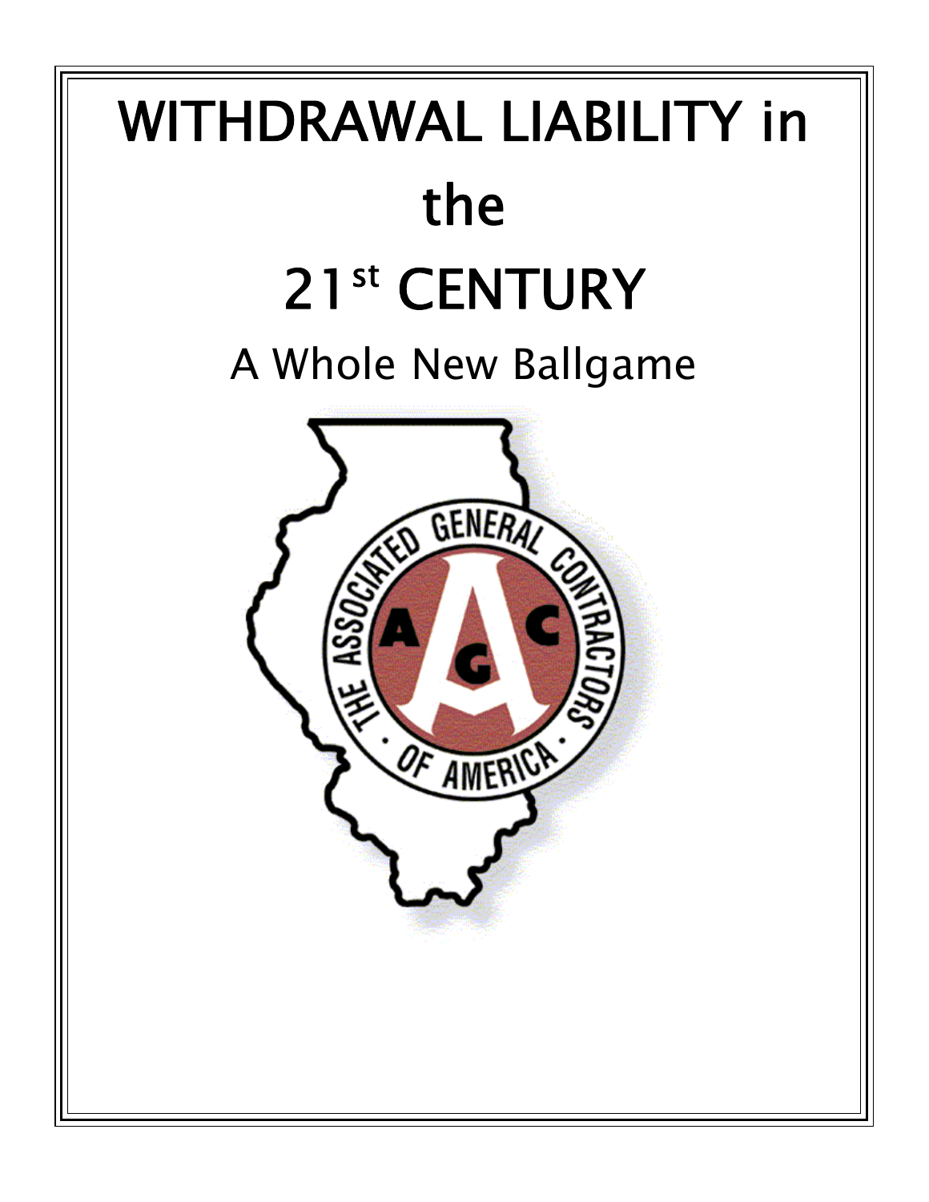# WITHDRAWAL LIABILITY in the 21st CENTURY

## A Whole New Ballgame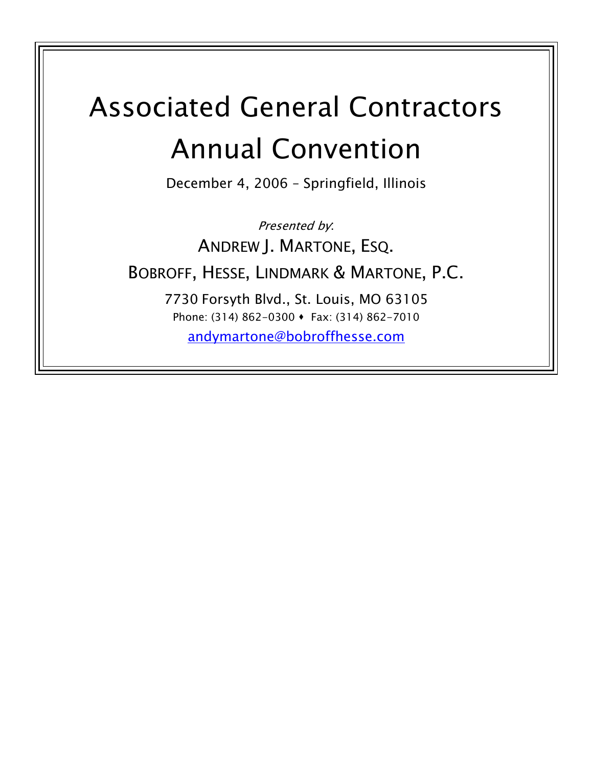# Associated General Contractors Annual Convention

December 4, 2006 – Springfield, Illinois

*Presented by*:

ANDREW J. MARTONE, ESQ.

BOBROFF, HESSE, LINDMARK & MARTONE, P.C.

7730 Forsyth Blvd., St. Louis, MO 63105

Phone: (314) 862-0300 ♦ Fax: (314) 862-7010

andymartone@bobroffhesse.com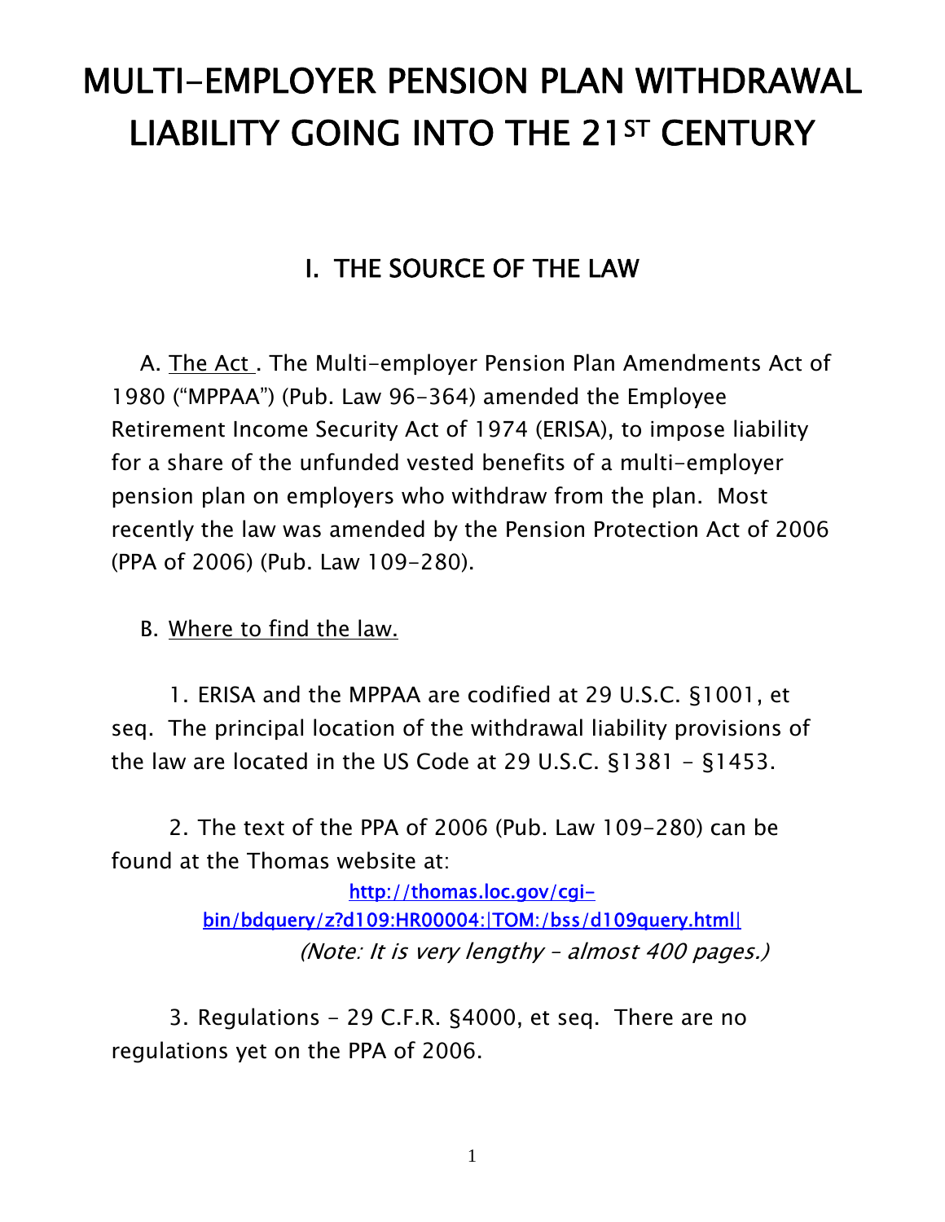# MULTI-EMPLOYER PENSION PLAN WITHDRAWAL LIABILITY GOING INTO THE 21ST CENTURY

## I. THE SOURCE OF THE LAW

A. The Act . The Multi-employer Pension Plan Amendments Act of 1980 ("MPPAA") (Pub. Law 96-364) amended the Employee Retirement Income Security Act of 1974 (ERISA), to impose liability for a share of the unfunded vested benefits of a multi-employer pension plan on employers who withdraw from the plan. Most recently the law was amended by the Pension Protection Act of 2006 (PPA of 2006) (Pub. Law 109-280).

B. Where to find the law.

1. ERISA and the MPPAA are codified at 29 U.S.C. §1001, et seq. The principal location of the withdrawal liability provisions of the law are located in the US Code at 29 U.S.C. §1381 – §1453.

2. The text of the PPA of 2006 (Pub. Law 109-280) can be found at the Thomas website at:

http://thomas.loc.gov/cgi-bin/bdquery/z?d109:HR00004:|TOM:/bss/d109query.html|

*(Note: It is very lengthy – almost 400 pages.)*

3. Regulations – 29 C.F.R. §4000, et seq. There are no regulations yet on the PPA of 2006.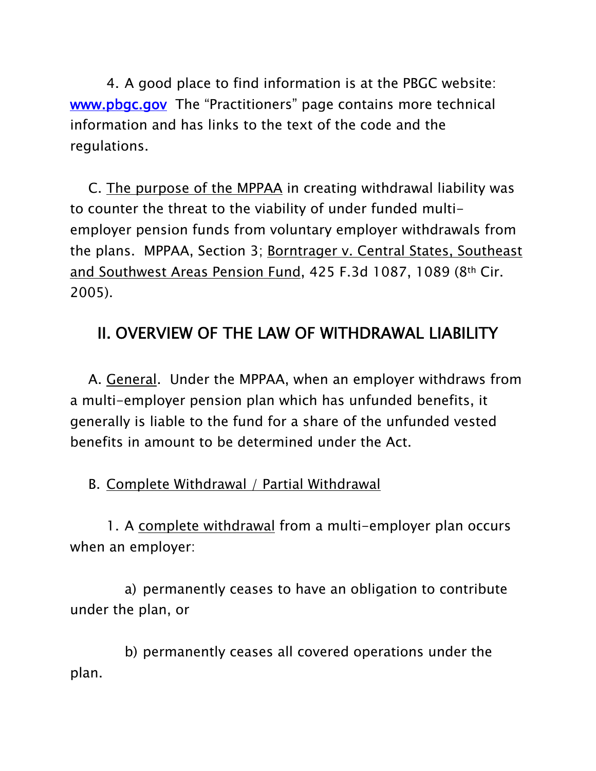4. A good place to find information is at the PBGC website: [www.pbgc.gov](http://www.pbgc.gov) The "Practitioners" page contains more technical information and has links to the text of the code and the regulations.

C. The purpose of the MPPAA in creating withdrawal liability was to counter the threat to the viability of under funded multi-employer pension funds from voluntary employer withdrawals from the plans. MPPAA, Section 3; Borntrager v. Central States, Southeast and Southwest Areas Pension Fund, 425 F.3d 1087, 1089 (8th Cir. 2005).

## II. OVERVIEW OF THE LAW OF WITHDRAWAL LIABILITY

A. General. Under the MPPAA, when an employer withdraws from a multi-employer pension plan which has unfunded benefits, it generally is liable to the fund for a share of the unfunded vested benefits in amount to be determined under the Act.

B. Complete Withdrawal / Partial Withdrawal

1. A complete withdrawal from a multi-employer plan occurs when an employer:

a) permanently ceases to have an obligation to contribute under the plan, or

b) permanently ceases all covered operations under the plan.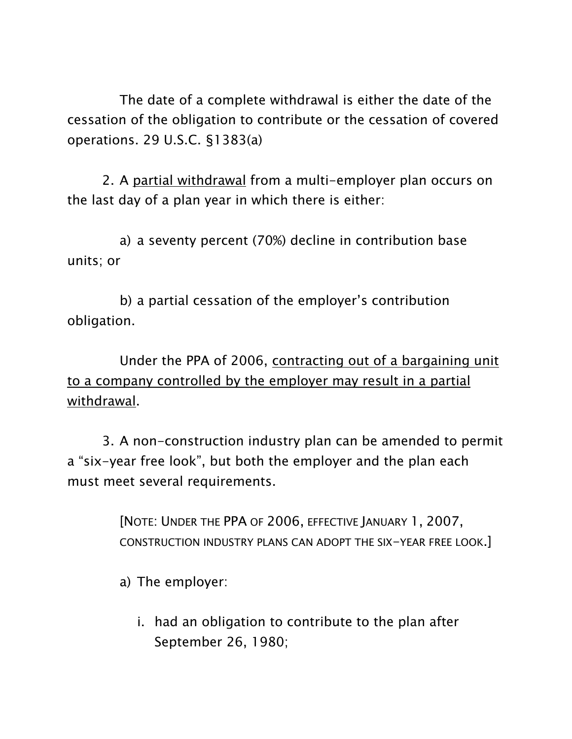The date of a complete withdrawal is either the date of the cessation of the obligation to contribute or the cessation of covered operations. 29 U.S.C. §1383(a)

2. A <u>partial withdrawal</u> from a multi-employer plan occurs on the last day of a plan year in which there is either:

a) a seventy percent (70%) decline in contribution base units; or

b) a partial cessation of the employer's contribution obligation.

Under the PPA of 2006, <u>contracting out of a bargaining unit to a company controlled by the employer may result in a partial withdrawal</u>.

3. A non-construction industry plan can be amended to permit a "six-year free look", but both the employer and the plan each must meet several requirements.

> [NOTE: UNDER THE PPA OF 2006, EFFECTIVE JANUARY 1, 2007, CONSTRUCTION INDUSTRY PLANS CAN ADOPT THE SIX-YEAR FREE LOOK.]

a) The employer:

i. had an obligation to contribute to the plan after September 26, 1980;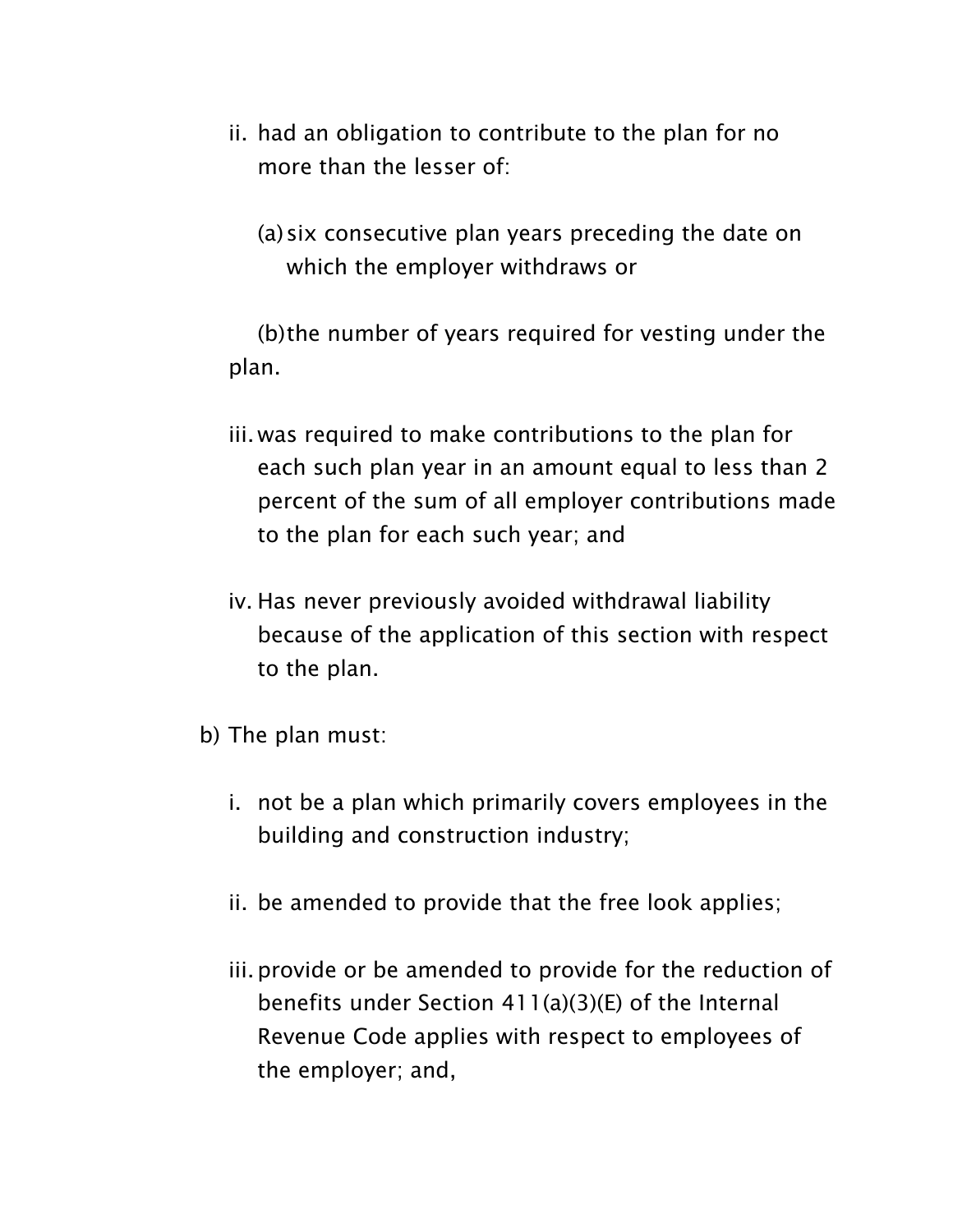ii. had an obligation to contribute to the plan for no more than the lesser of:

    (a) six consecutive plan years preceding the date on which the employer withdraws or

    (b) the number of years required for vesting under the plan.

iii. was required to make contributions to the plan for each such plan year in an amount equal to less than 2 percent of the sum of all employer contributions made to the plan for each such year; and

iv. Has never previously avoided withdrawal liability because of the application of this section with respect to the plan.

b) The plan must:

   i. not be a plan which primarily covers employees in the building and construction industry;

   ii. be amended to provide that the free look applies;

   iii. provide or be amended to provide for the reduction of benefits under Section 411(a)(3)(E) of the Internal Revenue Code applies with respect to employees of the employer; and,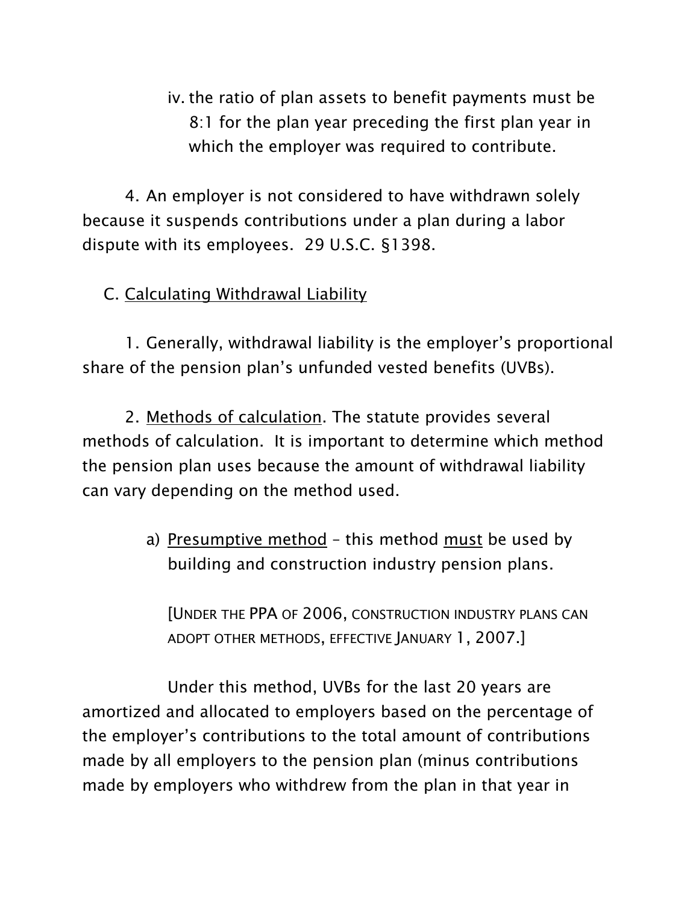iv. the ratio of plan assets to benefit payments must be 8:1 for the plan year preceding the first plan year in which the employer was required to contribute.

4. An employer is not considered to have withdrawn solely because it suspends contributions under a plan during a labor dispute with its employees. 29 U.S.C. §1398.

C. <u>Calculating Withdrawal Liability</u>

1. Generally, withdrawal liability is the employer's proportional share of the pension plan's unfunded vested benefits (UVBs).

2. <u>Methods of calculation</u>. The statute provides several methods of calculation. It is important to determine which method the pension plan uses because the amount of withdrawal liability can vary depending on the method used.

a) <u>Presumptive method</u> – this method <u>must</u> be used by building and construction industry pension plans.

[UNDER THE PPA OF 2006, CONSTRUCTION INDUSTRY PLANS CAN ADOPT OTHER METHODS, EFFECTIVE JANUARY 1, 2007.]

Under this method, UVBs for the last 20 years are amortized and allocated to employers based on the percentage of the employer's contributions to the total amount of contributions made by all employers to the pension plan (minus contributions made by employers who withdrew from the plan in that year in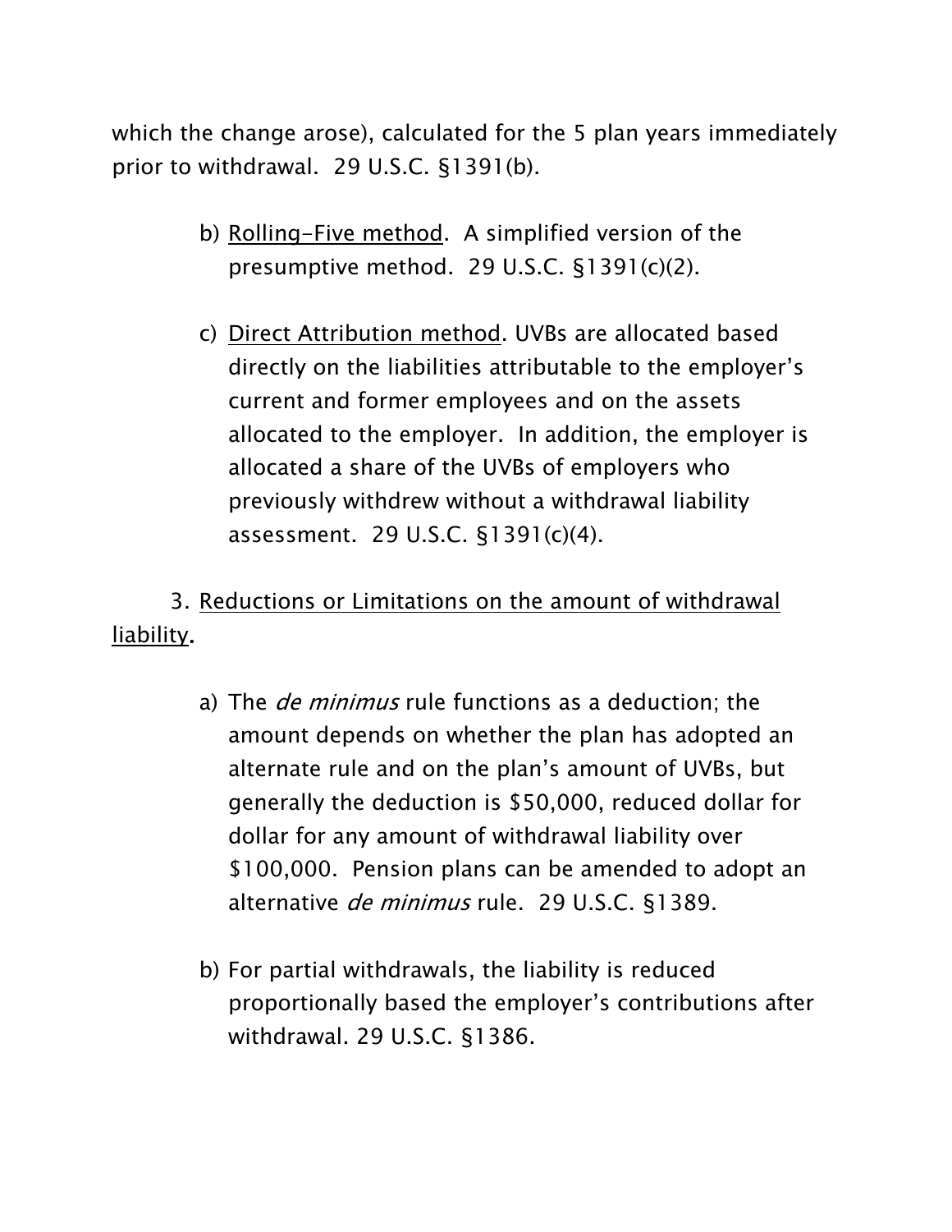which the change arose), calculated for the 5 plan years immediately prior to withdrawal. 29 U.S.C. §1391(b).

b) Rolling-Five method. A simplified version of the presumptive method. 29 U.S.C. §1391(c)(2).

c) Direct Attribution method. UVBs are allocated based directly on the liabilities attributable to the employer's current and former employees and on the assets allocated to the employer. In addition, the employer is allocated a share of the UVBs of employers who previously withdrew without a withdrawal liability assessment. 29 U.S.C. §1391(c)(4).

3. Reductions or Limitations on the amount of withdrawal liability.

a) The *de minimus* rule functions as a deduction; the amount depends on whether the plan has adopted an alternate rule and on the plan's amount of UVBs, but generally the deduction is $50,000, reduced dollar for dollar for any amount of withdrawal liability over $100,000. Pension plans can be amended to adopt an alternative *de minimus* rule. 29 U.S.C. §1389.

b) For partial withdrawals, the liability is reduced proportionally based the employer's contributions after withdrawal. 29 U.S.C. §1386.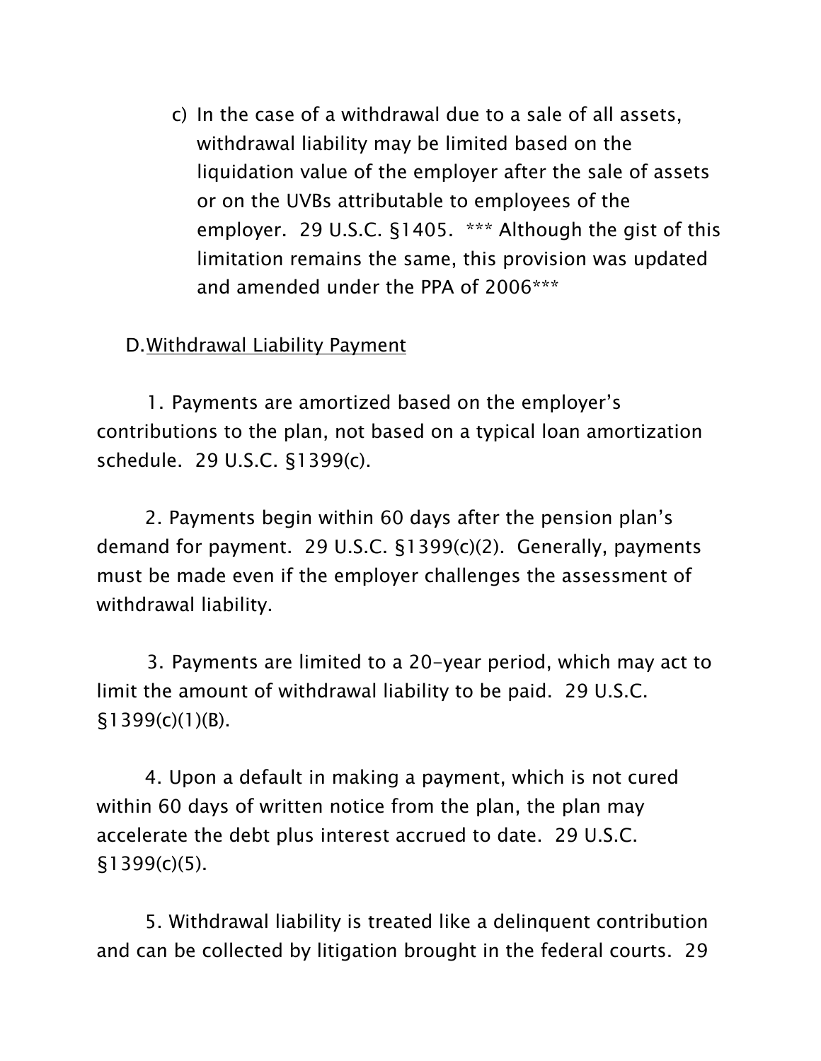c) In the case of a withdrawal due to a sale of all assets, withdrawal liability may be limited based on the liquidation value of the employer after the sale of assets or on the UVBs attributable to employees of the employer. 29 U.S.C. §1405. *** Although the gist of this limitation remains the same, this provision was updated and amended under the PPA of 2006***

D. <u>Withdrawal Liability Payment</u>

1. Payments are amortized based on the employer's contributions to the plan, not based on a typical loan amortization schedule. 29 U.S.C. §1399(c).

2. Payments begin within 60 days after the pension plan's demand for payment. 29 U.S.C. §1399(c)(2). Generally, payments must be made even if the employer challenges the assessment of withdrawal liability.

3. Payments are limited to a 20-year period, which may act to limit the amount of withdrawal liability to be paid. 29 U.S.C. §1399(c)(1)(B).

4. Upon a default in making a payment, which is not cured within 60 days of written notice from the plan, the plan may accelerate the debt plus interest accrued to date. 29 U.S.C. §1399(c)(5).

5. Withdrawal liability is treated like a delinquent contribution and can be collected by litigation brought in the federal courts. 29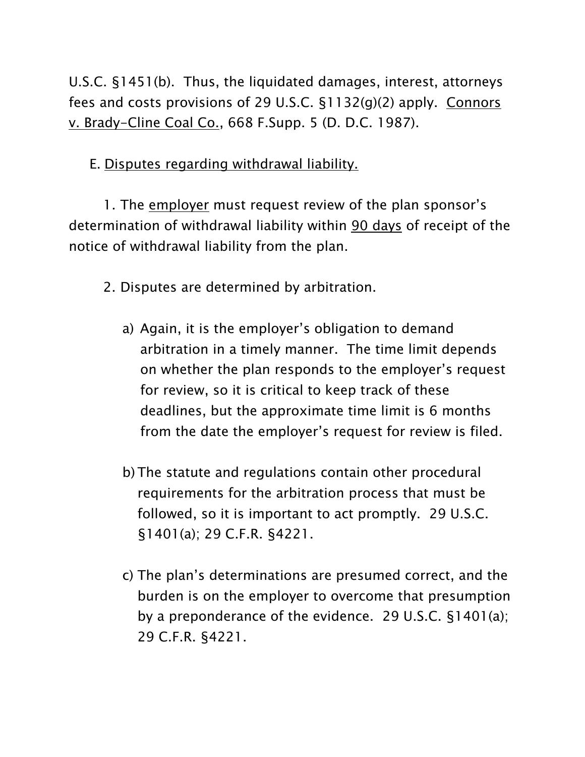U.S.C. §1451(b). Thus, the liquidated damages, interest, attorneys fees and costs provisions of 29 U.S.C. §1132(g)(2) apply. Connors v. Brady-Cline Coal Co., 668 F.Supp. 5 (D. D.C. 1987).

E. Disputes regarding withdrawal liability.

1. The employer must request review of the plan sponsor's determination of withdrawal liability within 90 days of receipt of the notice of withdrawal liability from the plan.

2. Disputes are determined by arbitration.

a) Again, it is the employer's obligation to demand arbitration in a timely manner. The time limit depends on whether the plan responds to the employer's request for review, so it is critical to keep track of these deadlines, but the approximate time limit is 6 months from the date the employer's request for review is filed.

b) The statute and regulations contain other procedural requirements for the arbitration process that must be followed, so it is important to act promptly. 29 U.S.C. §1401(a); 29 C.F.R. §4221.

c) The plan's determinations are presumed correct, and the burden is on the employer to overcome that presumption by a preponderance of the evidence. 29 U.S.C. §1401(a); 29 C.F.R. §4221.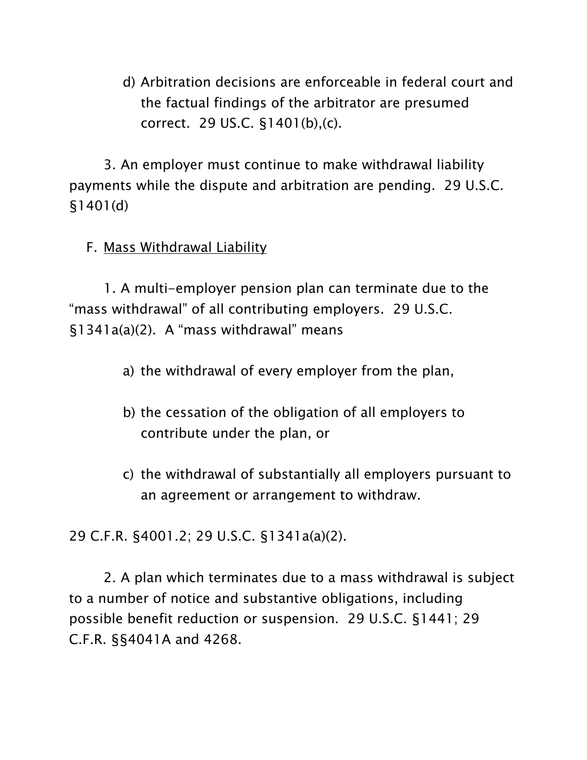d) Arbitration decisions are enforceable in federal court and the factual findings of the arbitrator are presumed correct. 29 US.C. §1401(b),(c).

3. An employer must continue to make withdrawal liability payments while the dispute and arbitration are pending. 29 U.S.C. §1401(d)

F. Mass Withdrawal Liability

1. A multi-employer pension plan can terminate due to the "mass withdrawal" of all contributing employers. 29 U.S.C. §1341a(a)(2). A "mass withdrawal" means

a) the withdrawal of every employer from the plan,

b) the cessation of the obligation of all employers to contribute under the plan, or

c) the withdrawal of substantially all employers pursuant to an agreement or arrangement to withdraw.

29 C.F.R. §4001.2; 29 U.S.C. §1341a(a)(2).

2. A plan which terminates due to a mass withdrawal is subject to a number of notice and substantive obligations, including possible benefit reduction or suspension. 29 U.S.C. §1441; 29 C.F.R. §§4041A and 4268.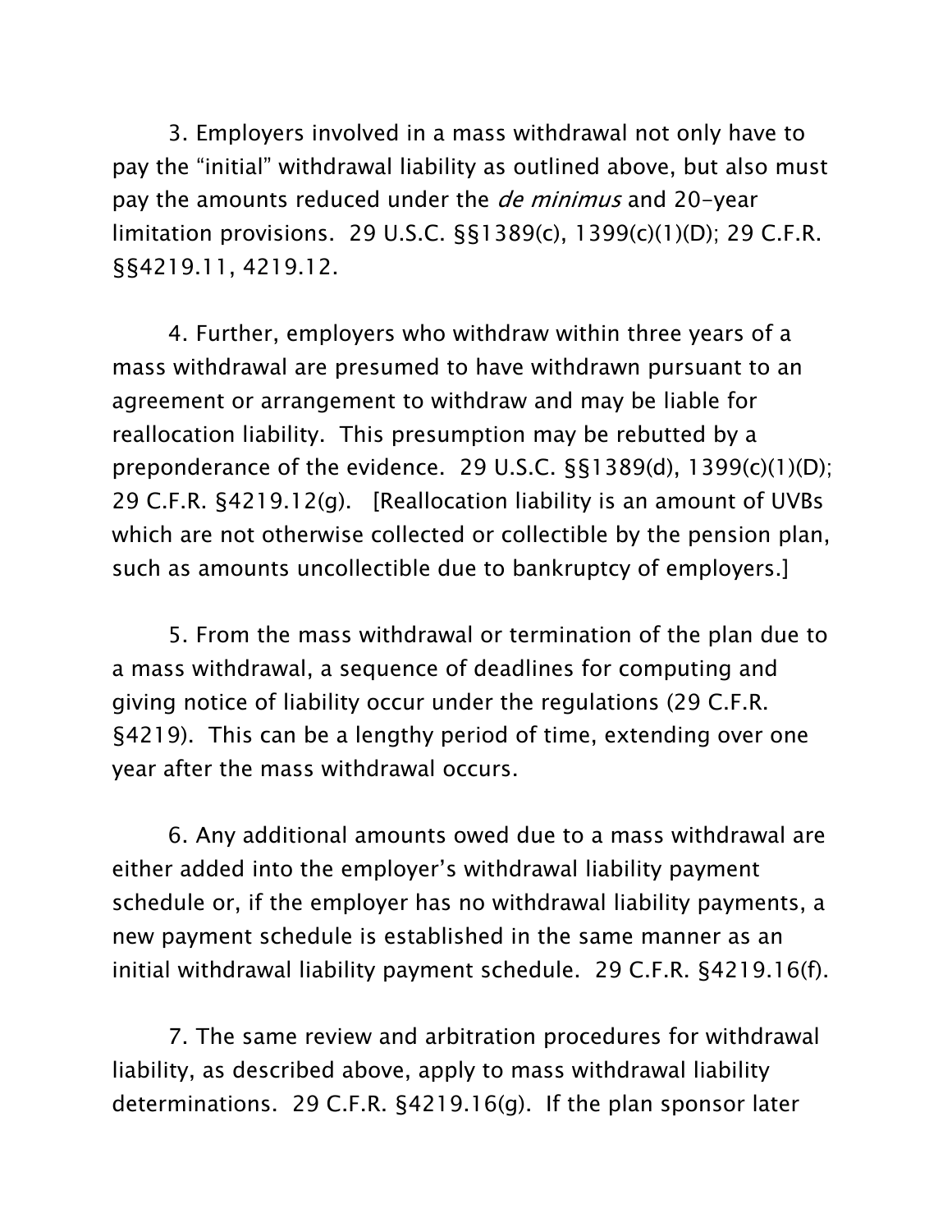3. Employers involved in a mass withdrawal not only have to pay the "initial" withdrawal liability as outlined above, but also must pay the amounts reduced under the *de minimus* and 20-year limitation provisions. 29 U.S.C. §§1389(c), 1399(c)(1)(D); 29 C.F.R. §§4219.11, 4219.12.

4. Further, employers who withdraw within three years of a mass withdrawal are presumed to have withdrawn pursuant to an agreement or arrangement to withdraw and may be liable for reallocation liability. This presumption may be rebutted by a preponderance of the evidence. 29 U.S.C. §§1389(d), 1399(c)(1)(D); 29 C.F.R. §4219.12(g). [Reallocation liability is an amount of UVBs which are not otherwise collected or collectible by the pension plan, such as amounts uncollectible due to bankruptcy of employers.]

5. From the mass withdrawal or termination of the plan due to a mass withdrawal, a sequence of deadlines for computing and giving notice of liability occur under the regulations (29 C.F.R. §4219). This can be a lengthy period of time, extending over one year after the mass withdrawal occurs.

6. Any additional amounts owed due to a mass withdrawal are either added into the employer's withdrawal liability payment schedule or, if the employer has no withdrawal liability payments, a new payment schedule is established in the same manner as an initial withdrawal liability payment schedule. 29 C.F.R. §4219.16(f).

7. The same review and arbitration procedures for withdrawal liability, as described above, apply to mass withdrawal liability determinations. 29 C.F.R. §4219.16(g). If the plan sponsor later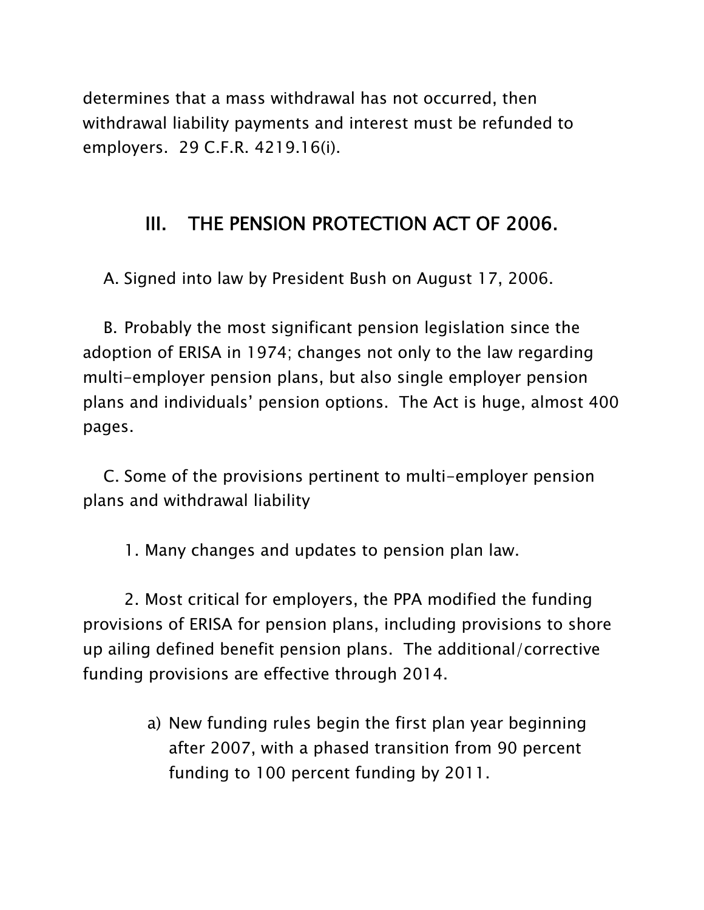determines that a mass withdrawal has not occurred, then withdrawal liability payments and interest must be refunded to employers. 29 C.F.R. 4219.16(i).

## III. THE PENSION PROTECTION ACT OF 2006.

A. Signed into law by President Bush on August 17, 2006.

B. Probably the most significant pension legislation since the adoption of ERISA in 1974; changes not only to the law regarding multi-employer pension plans, but also single employer pension plans and individuals' pension options. The Act is huge, almost 400 pages.

C. Some of the provisions pertinent to multi-employer pension plans and withdrawal liability

1. Many changes and updates to pension plan law.

2. Most critical for employers, the PPA modified the funding provisions of ERISA for pension plans, including provisions to shore up ailing defined benefit pension plans. The additional/corrective funding provisions are effective through 2014.

a) New funding rules begin the first plan year beginning after 2007, with a phased transition from 90 percent funding to 100 percent funding by 2011.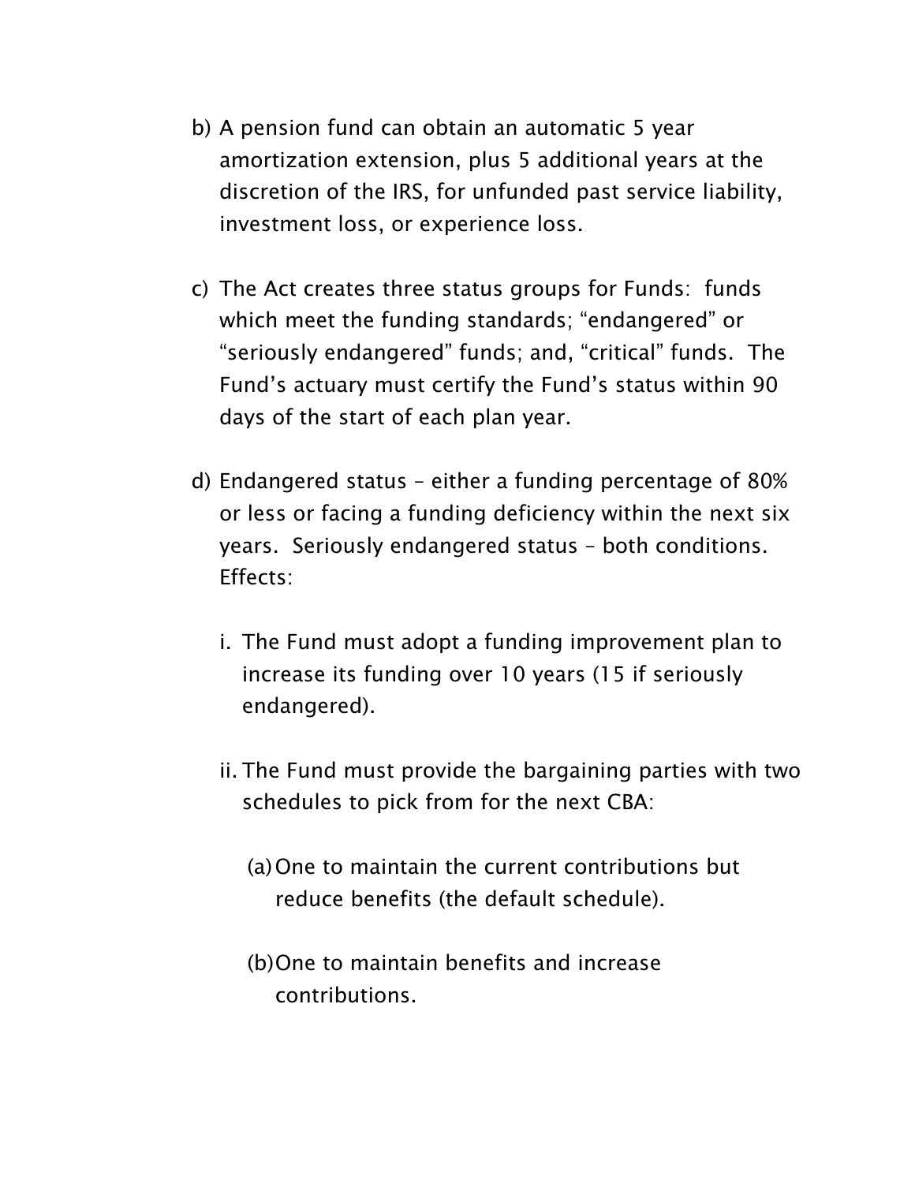b) A pension fund can obtain an automatic 5 year amortization extension, plus 5 additional years at the discretion of the IRS, for unfunded past service liability, investment loss, or experience loss.

c) The Act creates three status groups for Funds: funds which meet the funding standards; "endangered" or "seriously endangered" funds; and, "critical" funds. The Fund's actuary must certify the Fund's status within 90 days of the start of each plan year.

d) Endangered status – either a funding percentage of 80% or less or facing a funding deficiency within the next six years. Seriously endangered status – both conditions. Effects:

   i. The Fund must adopt a funding improvement plan to increase its funding over 10 years (15 if seriously endangered).

   ii. The Fund must provide the bargaining parties with two schedules to pick from for the next CBA:

      (a) One to maintain the current contributions but reduce benefits (the default schedule).

      (b) One to maintain benefits and increase contributions.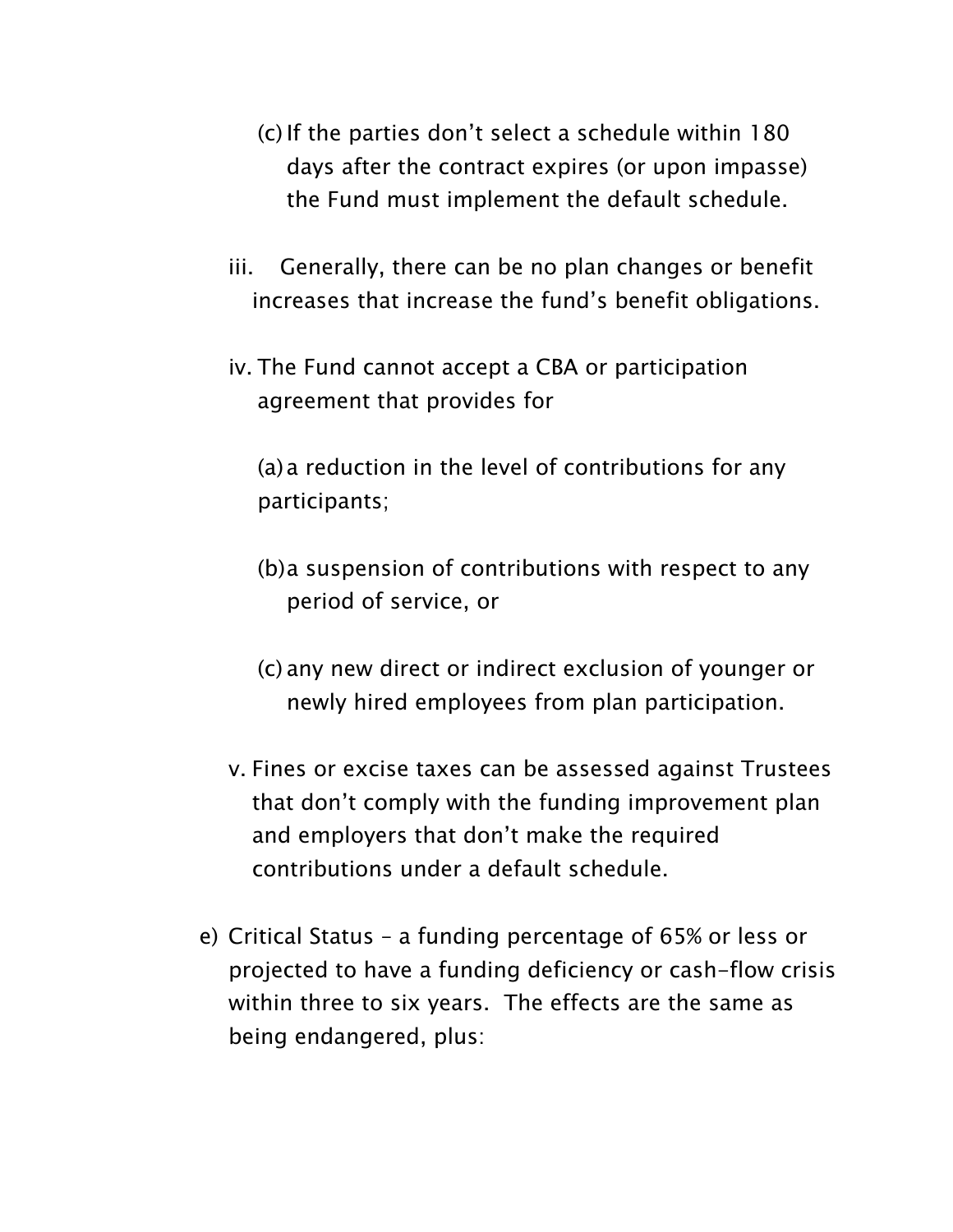(c) If the parties don't select a schedule within 180 days after the contract expires (or upon impasse) the Fund must implement the default schedule.

iii. Generally, there can be no plan changes or benefit increases that increase the fund's benefit obligations.

iv. The Fund cannot accept a CBA or participation agreement that provides for

(a) a reduction in the level of contributions for any participants;

(b) a suspension of contributions with respect to any period of service, or

(c) any new direct or indirect exclusion of younger or newly hired employees from plan participation.

v. Fines or excise taxes can be assessed against Trustees that don't comply with the funding improvement plan and employers that don't make the required contributions under a default schedule.

e) Critical Status – a funding percentage of 65% or less or projected to have a funding deficiency or cash-flow crisis within three to six years. The effects are the same as being endangered, plus: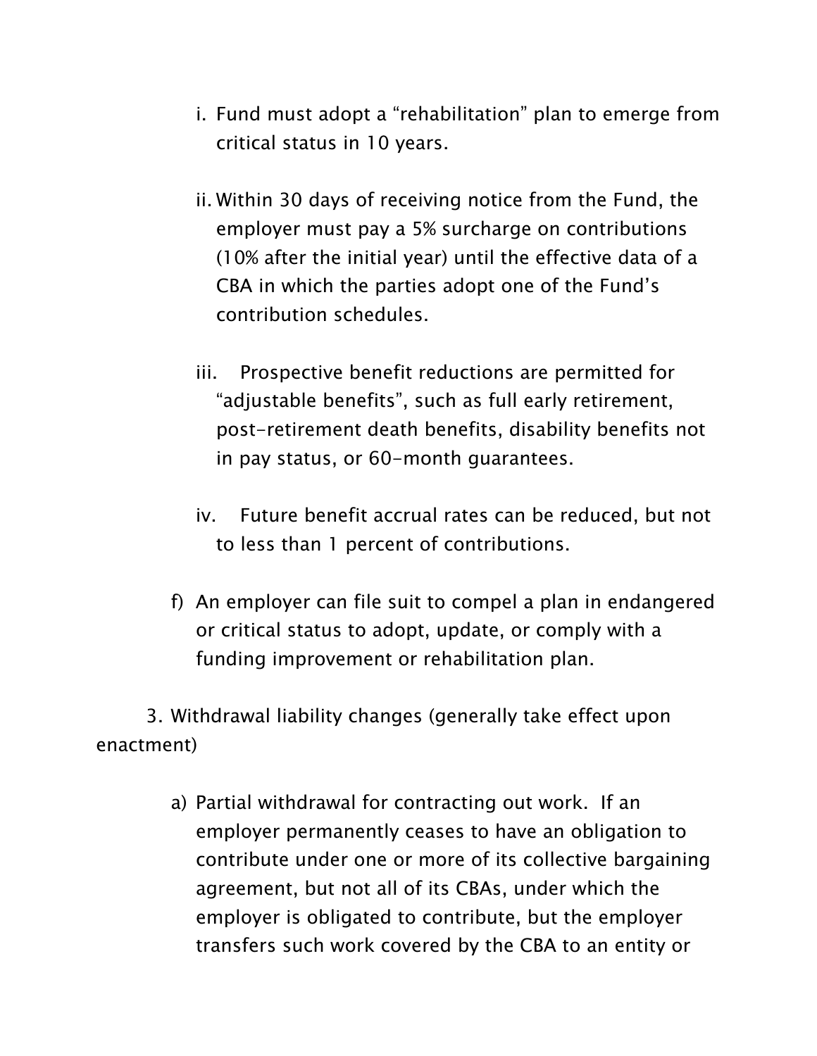i. Fund must adopt a “rehabilitation” plan to emerge from critical status in 10 years.

ii. Within 30 days of receiving notice from the Fund, the employer must pay a 5% surcharge on contributions (10% after the initial year) until the effective data of a CBA in which the parties adopt one of the Fund’s contribution schedules.

iii. Prospective benefit reductions are permitted for “adjustable benefits”, such as full early retirement, post-retirement death benefits, disability benefits not in pay status, or 60-month guarantees.

iv. Future benefit accrual rates can be reduced, but not to less than 1 percent of contributions.

f) An employer can file suit to compel a plan in endangered or critical status to adopt, update, or comply with a funding improvement or rehabilitation plan.

3. Withdrawal liability changes (generally take effect upon enactment)

a) Partial withdrawal for contracting out work. If an employer permanently ceases to have an obligation to contribute under one or more of its collective bargaining agreement, but not all of its CBAs, under which the employer is obligated to contribute, but the employer transfers such work covered by the CBA to an entity or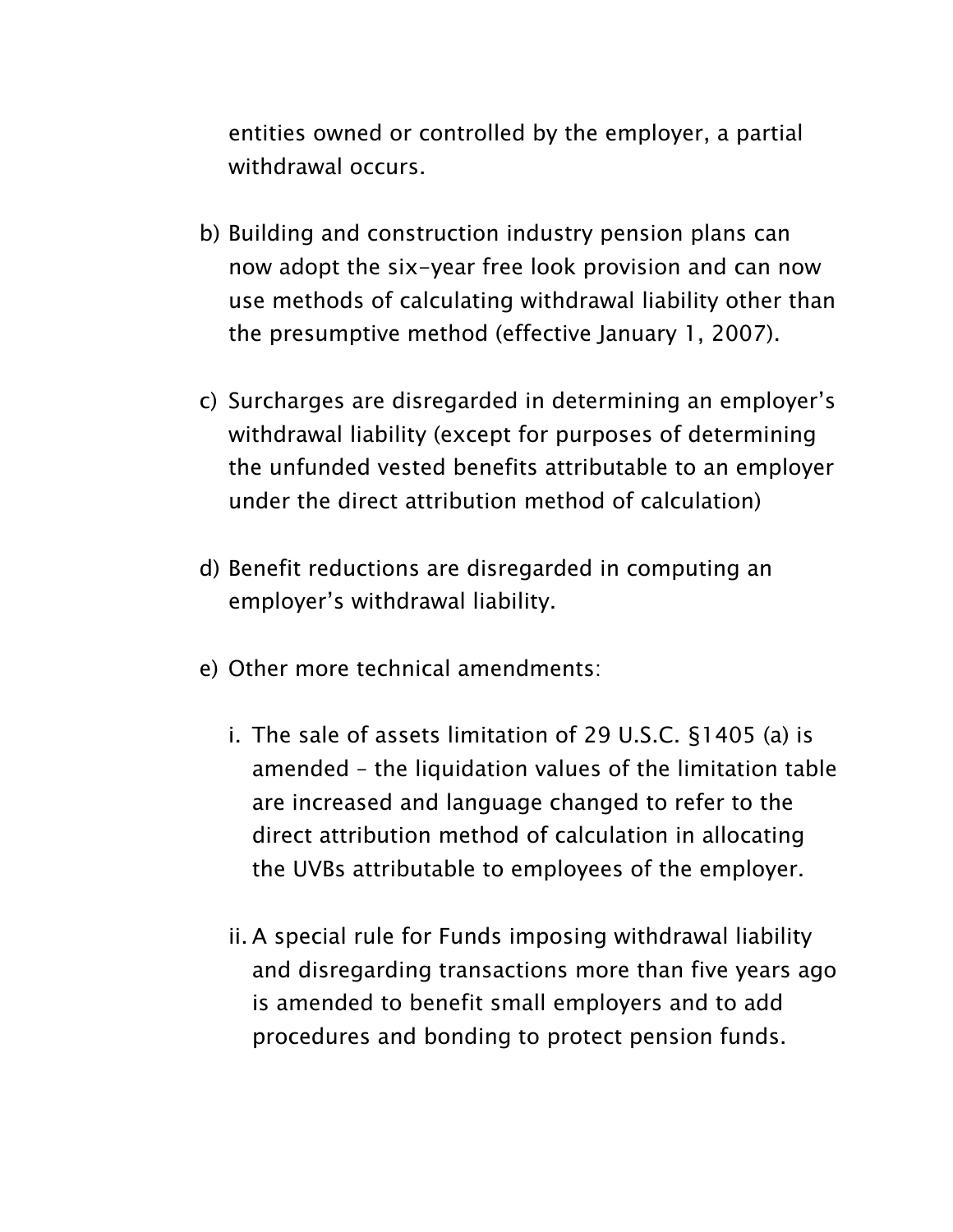entities owned or controlled by the employer, a partial withdrawal occurs.

b) Building and construction industry pension plans can now adopt the six-year free look provision and can now use methods of calculating withdrawal liability other than the presumptive method (effective January 1, 2007).

c) Surcharges are disregarded in determining an employer's withdrawal liability (except for purposes of determining the unfunded vested benefits attributable to an employer under the direct attribution method of calculation)

d) Benefit reductions are disregarded in computing an employer's withdrawal liability.

e) Other more technical amendments:

   i. The sale of assets limitation of 29 U.S.C. §1405 (a) is amended – the liquidation values of the limitation table are increased and language changed to refer to the direct attribution method of calculation in allocating the UVBs attributable to employees of the employer.

   ii. A special rule for Funds imposing withdrawal liability and disregarding transactions more than five years ago is amended to benefit small employers and to add procedures and bonding to protect pension funds.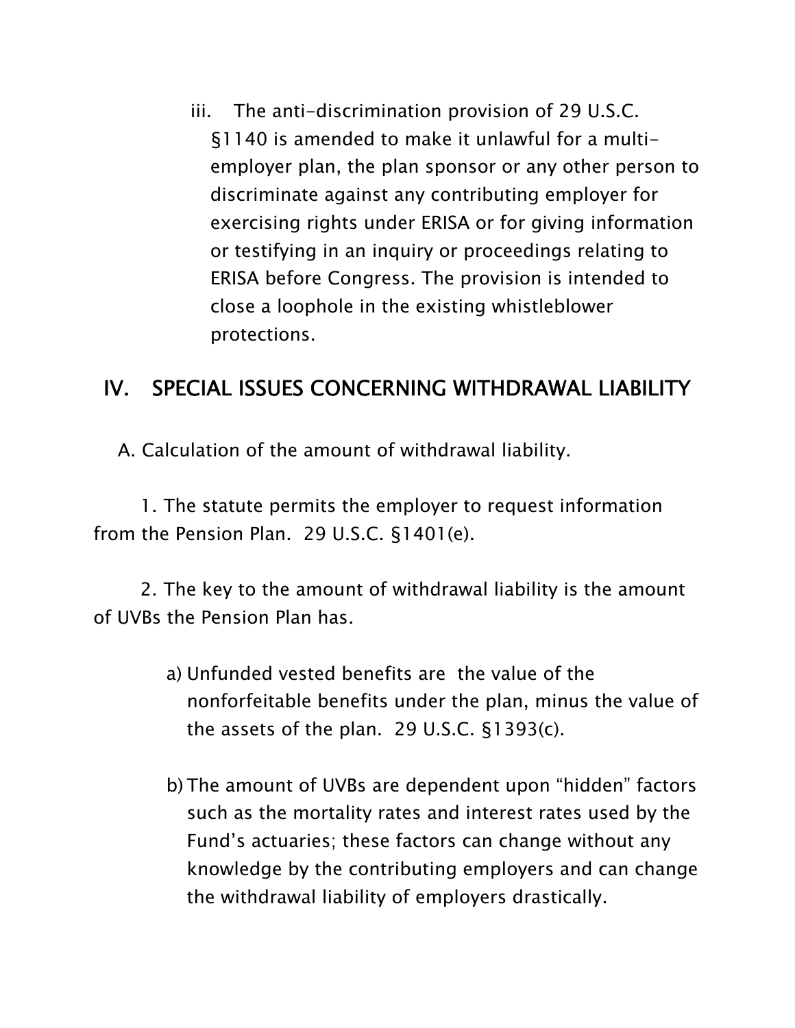iii. The anti-discrimination provision of 29 U.S.C. §1140 is amended to make it unlawful for a multi-employer plan, the plan sponsor or any other person to discriminate against any contributing employer for exercising rights under ERISA or for giving information or testifying in an inquiry or proceedings relating to ERISA before Congress. The provision is intended to close a loophole in the existing whistleblower protections.

## IV. SPECIAL ISSUES CONCERNING WITHDRAWAL LIABILITY

A. Calculation of the amount of withdrawal liability.

1. The statute permits the employer to request information from the Pension Plan. 29 U.S.C. §1401(e).

2. The key to the amount of withdrawal liability is the amount of UVBs the Pension Plan has.

a) Unfunded vested benefits are the value of the nonforfeitable benefits under the plan, minus the value of the assets of the plan. 29 U.S.C. §1393(c).

b) The amount of UVBs are dependent upon "hidden" factors such as the mortality rates and interest rates used by the Fund's actuaries; these factors can change without any knowledge by the contributing employers and can change the withdrawal liability of employers drastically.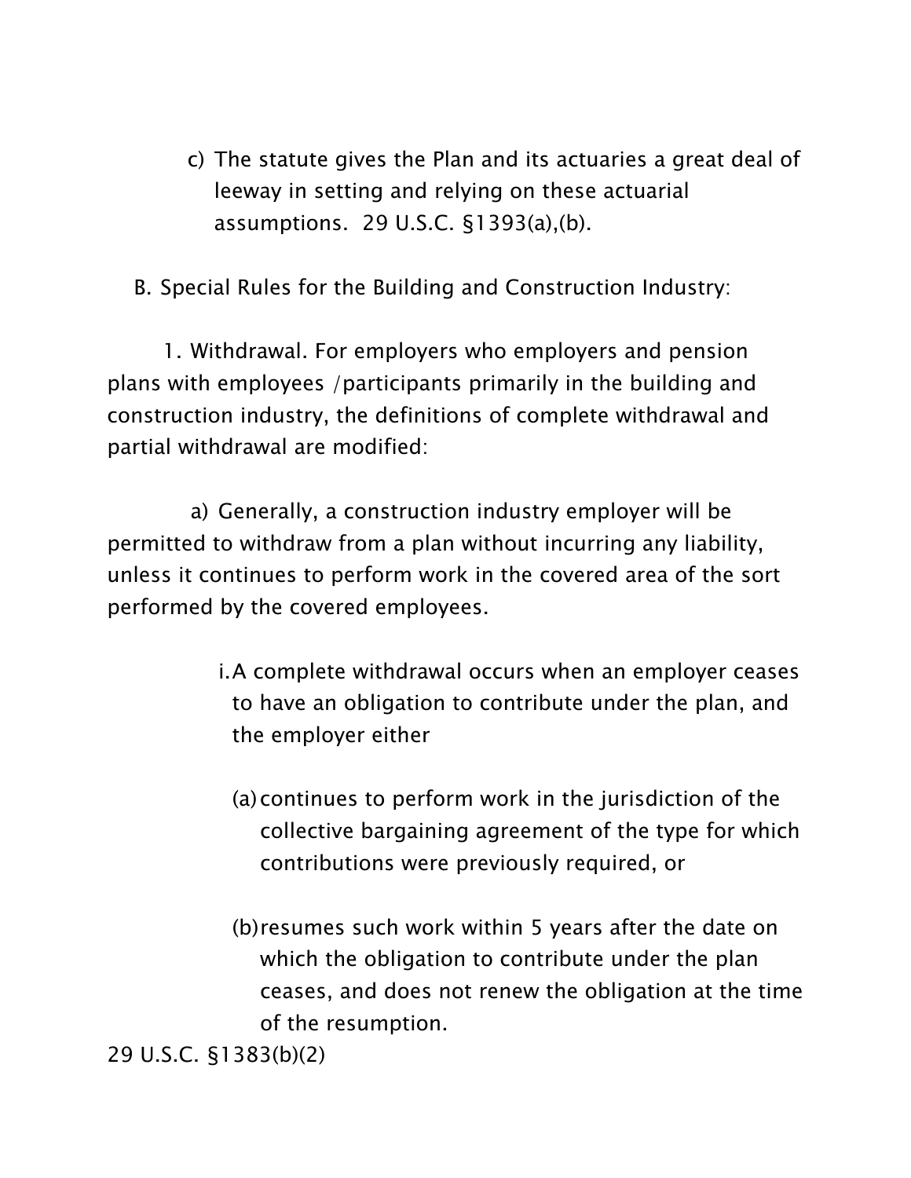c) The statute gives the Plan and its actuaries a great deal of leeway in setting and relying on these actuarial assumptions. 29 U.S.C. §1393(a),(b).

B. Special Rules for the Building and Construction Industry:

1. Withdrawal. For employers who employers and pension plans with employees /participants primarily in the building and construction industry, the definitions of complete withdrawal and partial withdrawal are modified:

a) Generally, a construction industry employer will be permitted to withdraw from a plan without incurring any liability, unless it continues to perform work in the covered area of the sort performed by the covered employees.

i. A complete withdrawal occurs when an employer ceases to have an obligation to contribute under the plan, and the employer either

(a) continues to perform work in the jurisdiction of the collective bargaining agreement of the type for which contributions were previously required, or

(b) resumes such work within 5 years after the date on which the obligation to contribute under the plan ceases, and does not renew the obligation at the time of the resumption.

29 U.S.C. §1383(b)(2)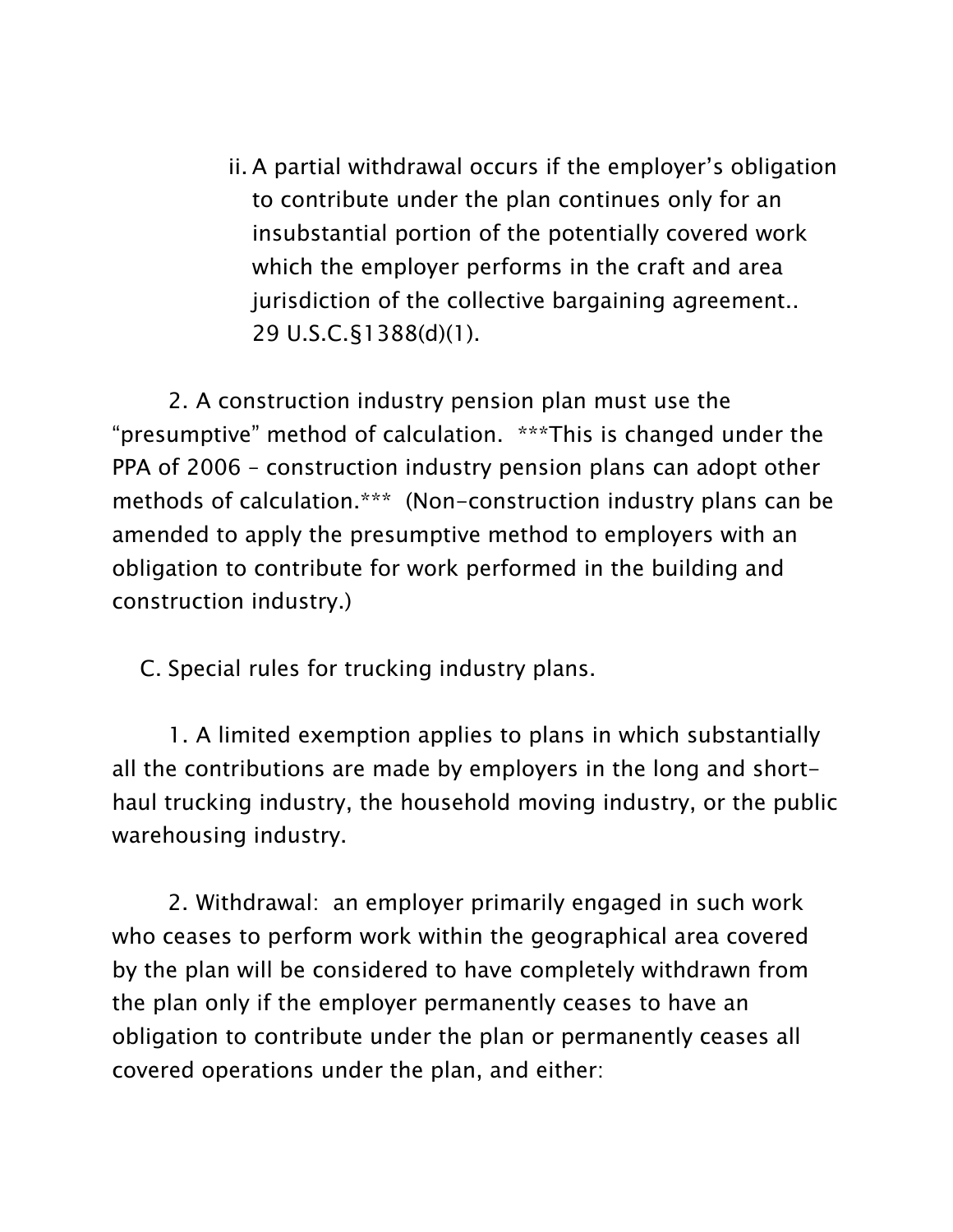ii. A partial withdrawal occurs if the employer's obligation to contribute under the plan continues only for an insubstantial portion of the potentially covered work which the employer performs in the craft and area jurisdiction of the collective bargaining agreement.. 29 U.S.C.§1388(d)(1).

2. A construction industry pension plan must use the "presumptive" method of calculation. ***This is changed under the PPA of 2006 – construction industry pension plans can adopt other methods of calculation.*** (Non-construction industry plans can be amended to apply the presumptive method to employers with an obligation to contribute for work performed in the building and construction industry.)

C. Special rules for trucking industry plans.

1. A limited exemption applies to plans in which substantially all the contributions are made by employers in the long and short-haul trucking industry, the household moving industry, or the public warehousing industry.

2. Withdrawal: an employer primarily engaged in such work who ceases to perform work within the geographical area covered by the plan will be considered to have completely withdrawn from the plan only if the employer permanently ceases to have an obligation to contribute under the plan or permanently ceases all covered operations under the plan, and either: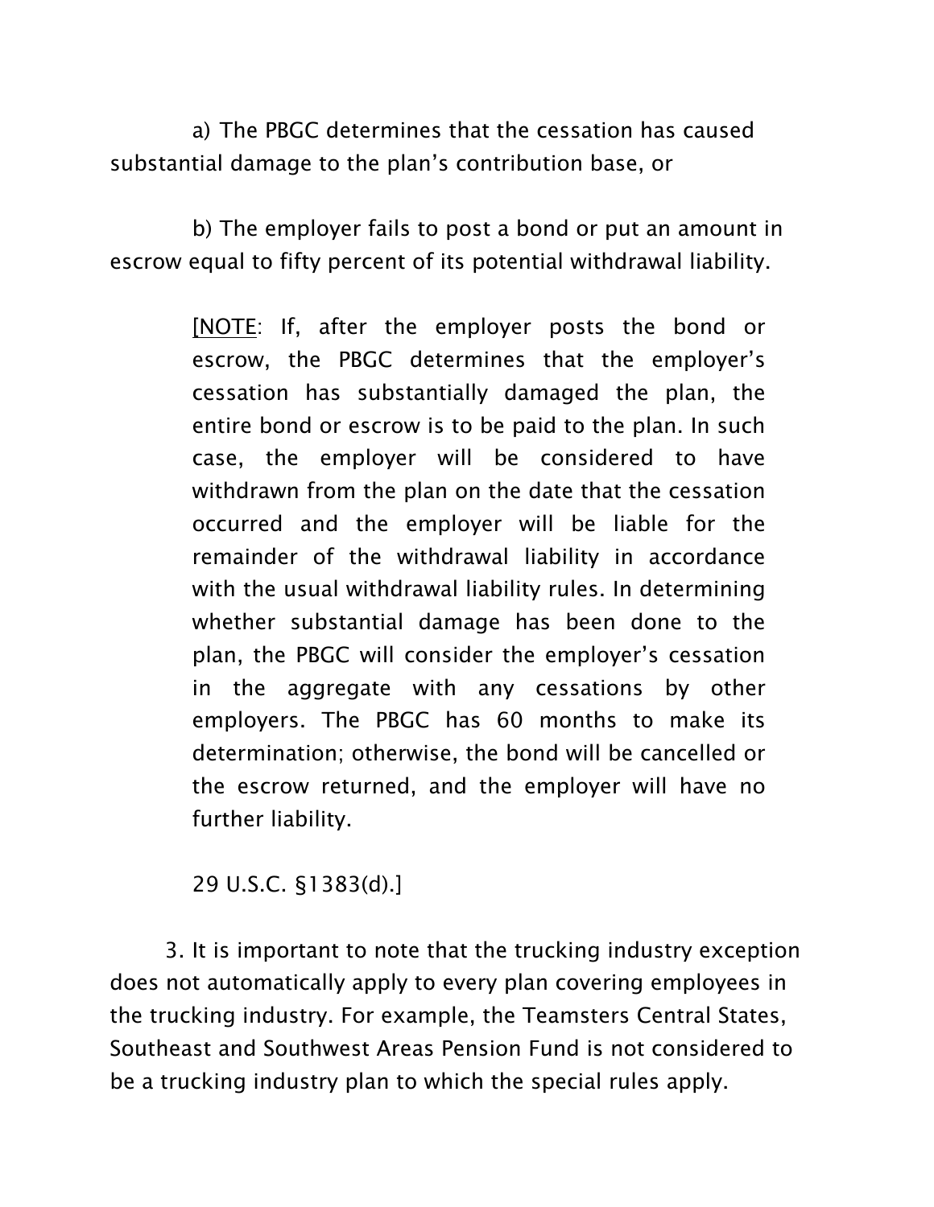a) The PBGC determines that the cessation has caused substantial damage to the plan's contribution base, or

b) The employer fails to post a bond or put an amount in escrow equal to fifty percent of its potential withdrawal liability.

> [NOTE: If, after the employer posts the bond or escrow, the PBGC determines that the employer's cessation has substantially damaged the plan, the entire bond or escrow is to be paid to the plan. In such case, the employer will be considered to have withdrawn from the plan on the date that the cessation occurred and the employer will be liable for the remainder of the withdrawal liability in accordance with the usual withdrawal liability rules. In determining whether substantial damage has been done to the plan, the PBGC will consider the employer's cessation in the aggregate with any cessations by other employers. The PBGC has 60 months to make its determination; otherwise, the bond will be cancelled or the escrow returned, and the employer will have no further liability.
>
> 29 U.S.C. §1383(d).]

3. It is important to note that the trucking industry exception does not automatically apply to every plan covering employees in the trucking industry. For example, the Teamsters Central States, Southeast and Southwest Areas Pension Fund is not considered to be a trucking industry plan to which the special rules apply.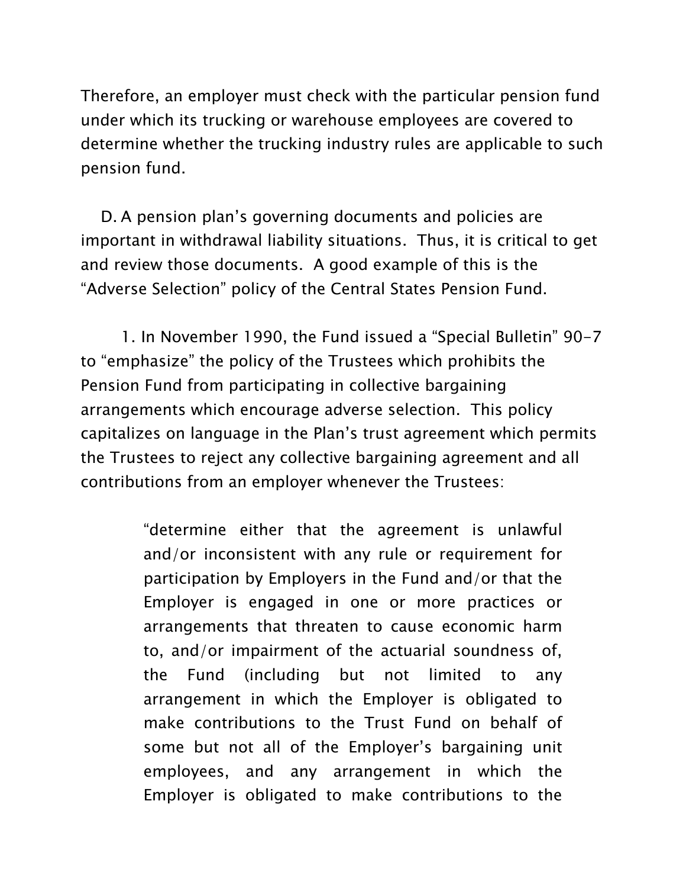Therefore, an employer must check with the particular pension fund under which its trucking or warehouse employees are covered to determine whether the trucking industry rules are applicable to such pension fund.

D. A pension plan's governing documents and policies are important in withdrawal liability situations. Thus, it is critical to get and review those documents. A good example of this is the "Adverse Selection" policy of the Central States Pension Fund.

1. In November 1990, the Fund issued a "Special Bulletin" 90-7 to "emphasize" the policy of the Trustees which prohibits the Pension Fund from participating in collective bargaining arrangements which encourage adverse selection. This policy capitalizes on language in the Plan's trust agreement which permits the Trustees to reject any collective bargaining agreement and all contributions from an employer whenever the Trustees:

> "determine either that the agreement is unlawful and/or inconsistent with any rule or requirement for participation by Employers in the Fund and/or that the Employer is engaged in one or more practices or arrangements that threaten to cause economic harm to, and/or impairment of the actuarial soundness of, the Fund (including but not limited to any arrangement in which the Employer is obligated to make contributions to the Trust Fund on behalf of some but not all of the Employer's bargaining unit employees, and any arrangement in which the Employer is obligated to make contributions to the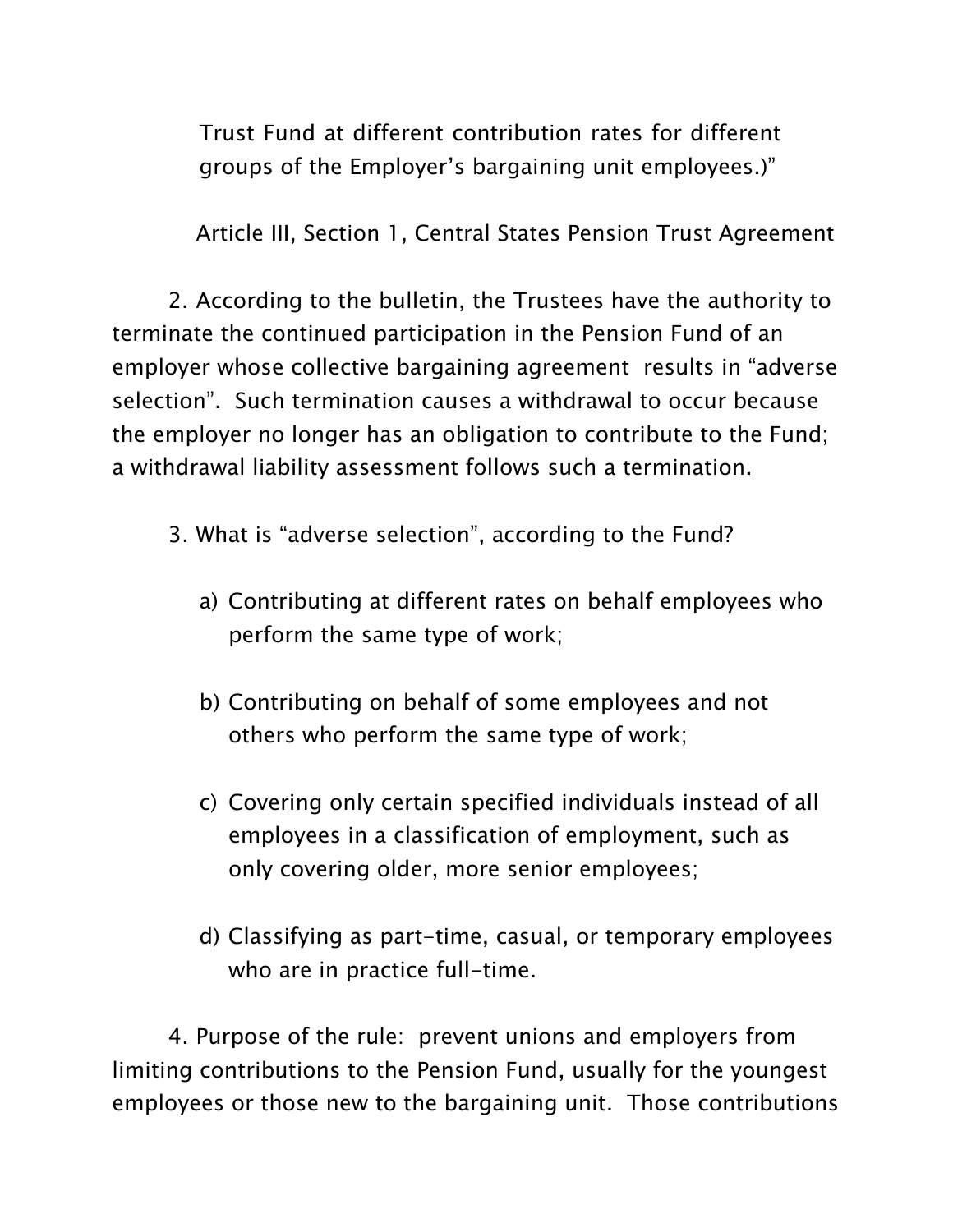> Trust Fund at different contribution rates for different groups of the Employer's bargaining unit employees.)"
>
> Article III, Section 1, Central States Pension Trust Agreement

2. According to the bulletin, the Trustees have the authority to terminate the continued participation in the Pension Fund of an employer whose collective bargaining agreement results in "adverse selection". Such termination causes a withdrawal to occur because the employer no longer has an obligation to contribute to the Fund; a withdrawal liability assessment follows such a termination.

3. What is "adverse selection", according to the Fund?

   a) Contributing at different rates on behalf employees who perform the same type of work;

   b) Contributing on behalf of some employees and not others who perform the same type of work;

   c) Covering only certain specified individuals instead of all employees in a classification of employment, such as only covering older, more senior employees;

   d) Classifying as part-time, casual, or temporary employees who are in practice full-time.

4. Purpose of the rule: prevent unions and employers from limiting contributions to the Pension Fund, usually for the youngest employees or those new to the bargaining unit. Those contributions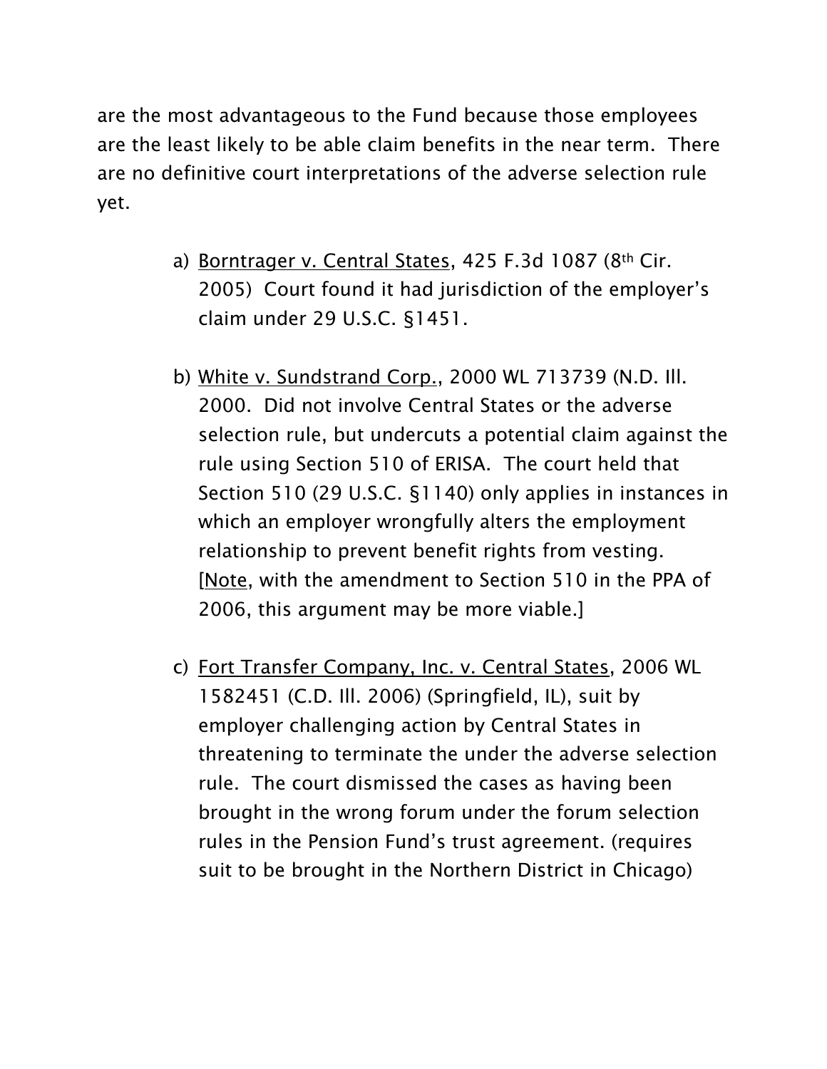are the most advantageous to the Fund because those employees are the least likely to be able claim benefits in the near term. There are no definitive court interpretations of the adverse selection rule yet.

a) Borntrager v. Central States, 425 F.3d 1087 (8th Cir. 2005) Court found it had jurisdiction of the employer's claim under 29 U.S.C. §1451.

b) White v. Sundstrand Corp., 2000 WL 713739 (N.D. Ill. 2000. Did not involve Central States or the adverse selection rule, but undercuts a potential claim against the rule using Section 510 of ERISA. The court held that Section 510 (29 U.S.C. §1140) only applies in instances in which an employer wrongfully alters the employment relationship to prevent benefit rights from vesting. [Note, with the amendment to Section 510 in the PPA of 2006, this argument may be more viable.]

c) Fort Transfer Company, Inc. v. Central States, 2006 WL 1582451 (C.D. Ill. 2006) (Springfield, IL), suit by employer challenging action by Central States in threatening to terminate the under the adverse selection rule. The court dismissed the cases as having been brought in the wrong forum under the forum selection rules in the Pension Fund's trust agreement. (requires suit to be brought in the Northern District in Chicago)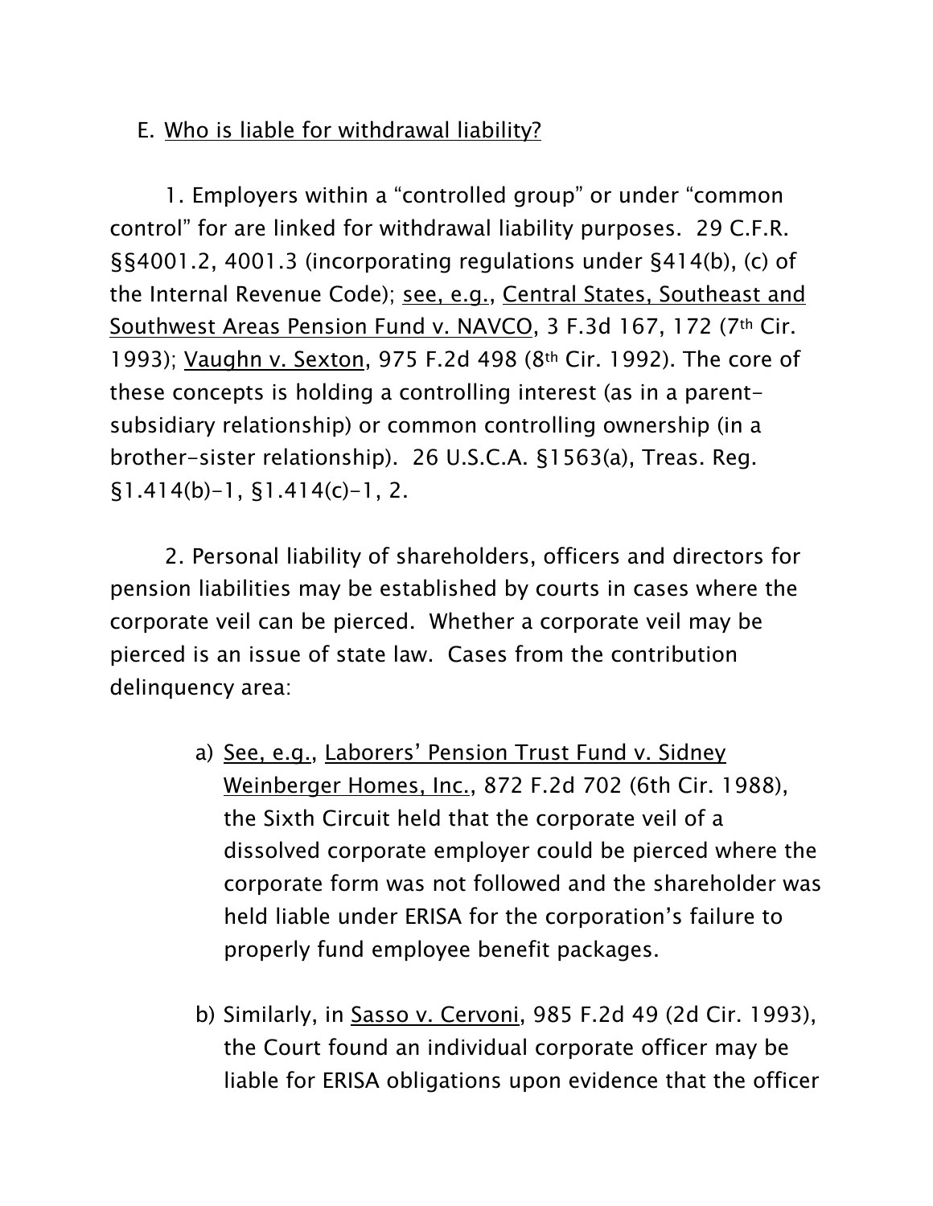E. Who is liable for withdrawal liability?

1. Employers within a "controlled group" or under "common control" for are linked for withdrawal liability purposes. 29 C.F.R. §§4001.2, 4001.3 (incorporating regulations under §414(b), (c) of the Internal Revenue Code); see, e.g., Central States, Southeast and Southwest Areas Pension Fund v. NAVCO, 3 F.3d 167, 172 (7th Cir. 1993); Vaughn v. Sexton, 975 F.2d 498 (8th Cir. 1992). The core of these concepts is holding a controlling interest (as in a parent-subsidiary relationship) or common controlling ownership (in a brother-sister relationship). 26 U.S.C.A. §1563(a), Treas. Reg. §1.414(b)-1, §1.414(c)-1, 2.

2. Personal liability of shareholders, officers and directors for pension liabilities may be established by courts in cases where the corporate veil can be pierced. Whether a corporate veil may be pierced is an issue of state law. Cases from the contribution delinquency area:

a) See, e.g., Laborers' Pension Trust Fund v. Sidney Weinberger Homes, Inc., 872 F.2d 702 (6th Cir. 1988), the Sixth Circuit held that the corporate veil of a dissolved corporate employer could be pierced where the corporate form was not followed and the shareholder was held liable under ERISA for the corporation's failure to properly fund employee benefit packages.

b) Similarly, in Sasso v. Cervoni, 985 F.2d 49 (2d Cir. 1993), the Court found an individual corporate officer may be liable for ERISA obligations upon evidence that the officer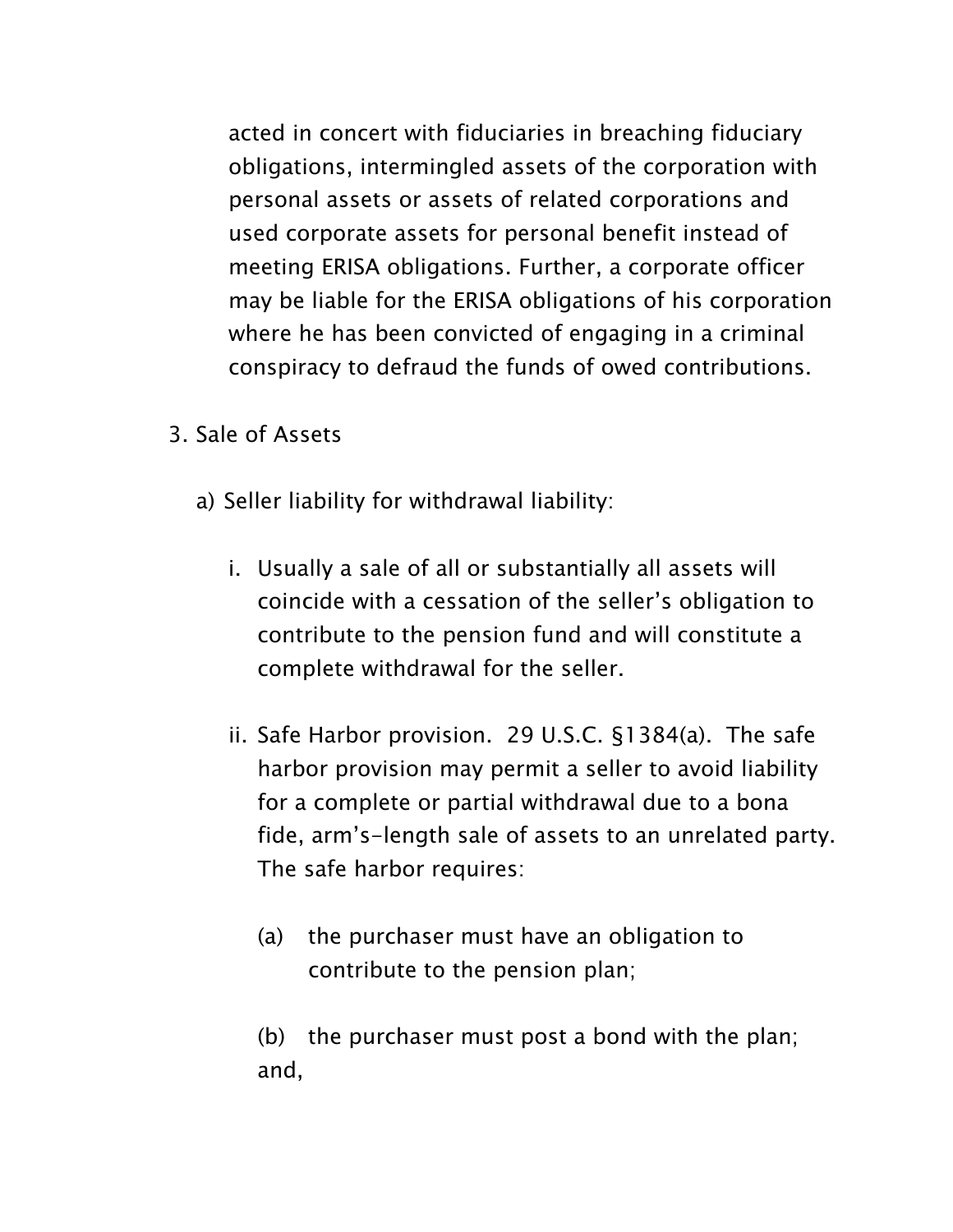acted in concert with fiduciaries in breaching fiduciary obligations, intermingled assets of the corporation with personal assets or assets of related corporations and used corporate assets for personal benefit instead of meeting ERISA obligations. Further, a corporate officer may be liable for the ERISA obligations of his corporation where he has been convicted of engaging in a criminal conspiracy to defraud the funds of owed contributions.

3. Sale of Assets

   a) Seller liability for withdrawal liability:

      i. Usually a sale of all or substantially all assets will coincide with a cessation of the seller's obligation to contribute to the pension fund and will constitute a complete withdrawal for the seller.

      ii. Safe Harbor provision. 29 U.S.C. §1384(a). The safe harbor provision may permit a seller to avoid liability for a complete or partial withdrawal due to a bona fide, arm's-length sale of assets to an unrelated party. The safe harbor requires:

         (a) the purchaser must have an obligation to contribute to the pension plan;

         (b) the purchaser must post a bond with the plan; and,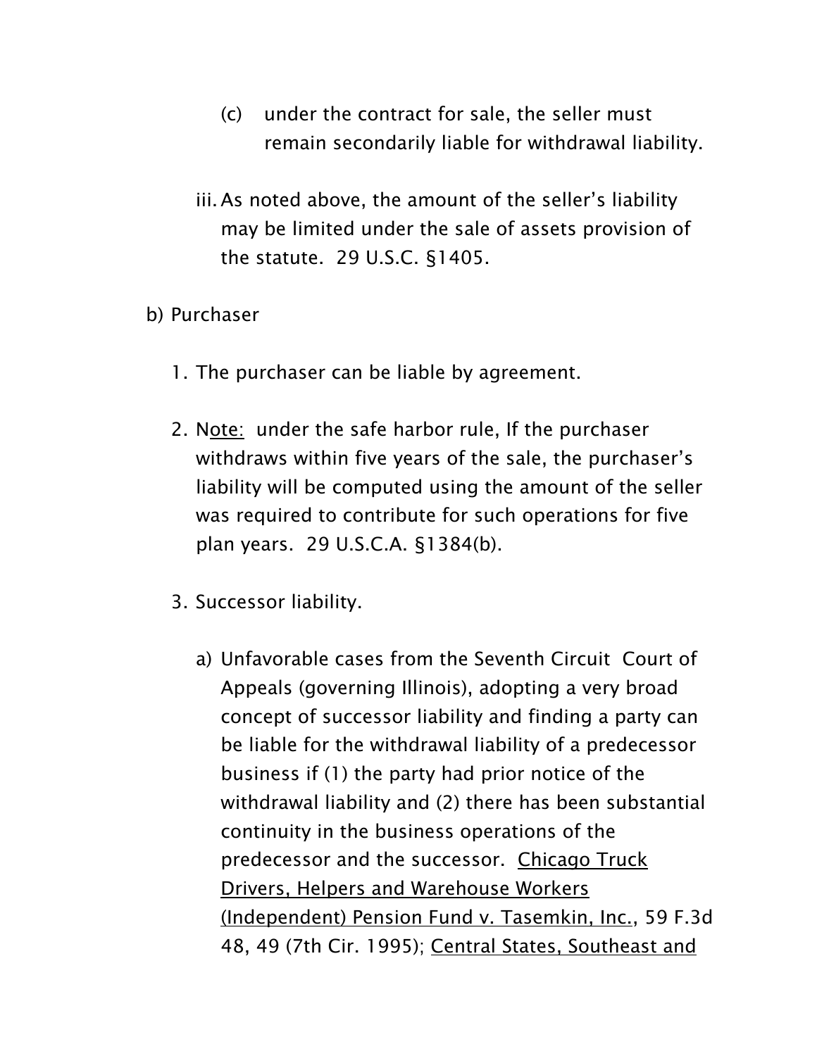(c) under the contract for sale, the seller must remain secondarily liable for withdrawal liability.

iii. As noted above, the amount of the seller's liability may be limited under the sale of assets provision of the statute. 29 U.S.C. §1405.

b) Purchaser

1. The purchaser can be liable by agreement.

2. N<u>ote:</u> under the safe harbor rule, If the purchaser withdraws within five years of the sale, the purchaser's liability will be computed using the amount of the seller was required to contribute for such operations for five plan years. 29 U.S.C.A. §1384(b).

3. Successor liability.

   a) Unfavorable cases from the Seventh Circuit Court of Appeals (governing Illinois), adopting a very broad concept of successor liability and finding a party can be liable for the withdrawal liability of a predecessor business if (1) the party had prior notice of the withdrawal liability and (2) there has been substantial continuity in the business operations of the predecessor and the successor. <u>Chicago Truck Drivers, Helpers and Warehouse Workers (Independent) Pension Fund v. Tasemkin, Inc.</u>, 59 F.3d 48, 49 (7th Cir. 1995); <u>Central States, Southeast and</u>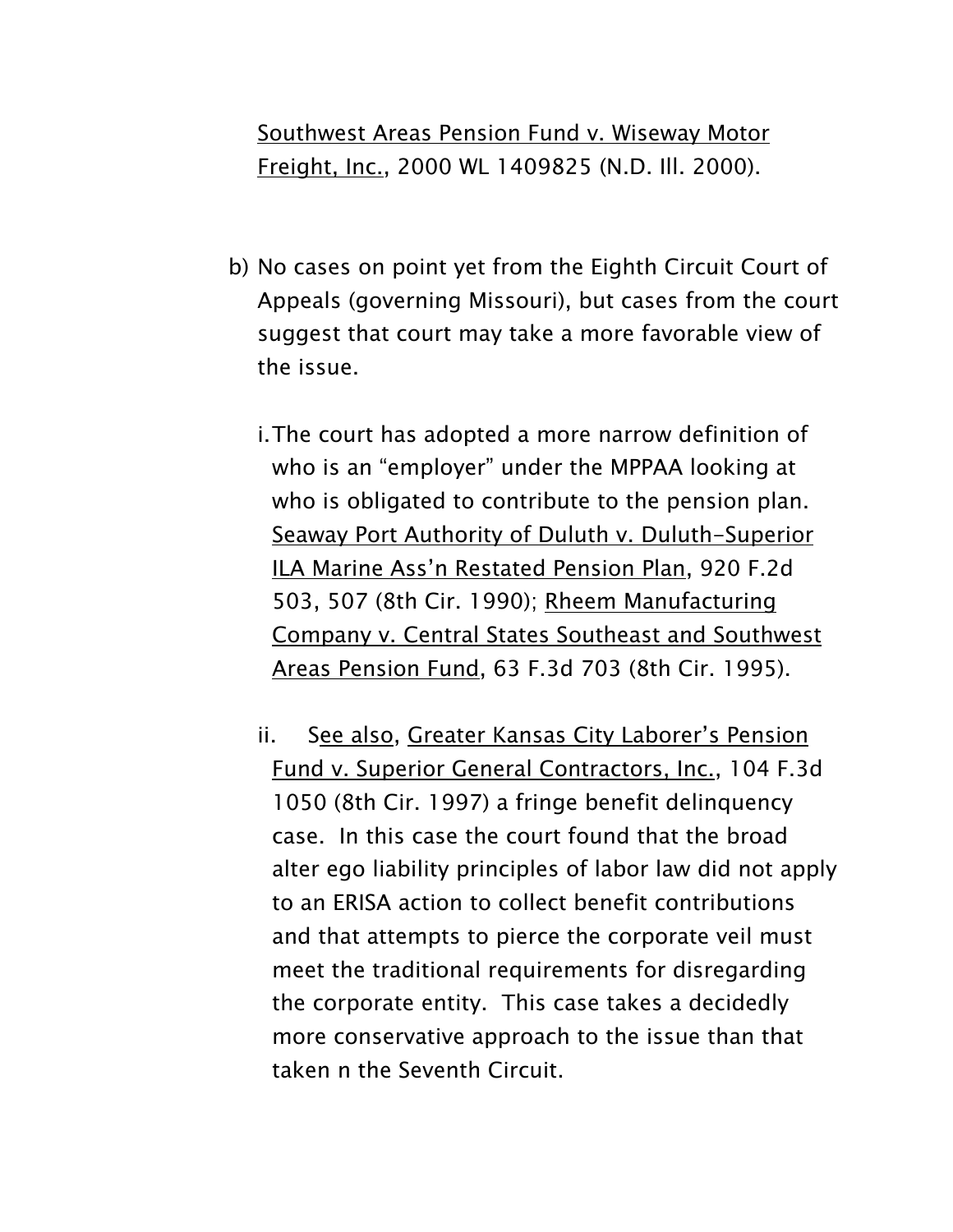Southwest Areas Pension Fund v. Wiseway Motor Freight, Inc., 2000 WL 1409825 (N.D. Ill. 2000).

b) No cases on point yet from the Eighth Circuit Court of Appeals (governing Missouri), but cases from the court suggest that court may take a more favorable view of the issue.

   i. The court has adopted a more narrow definition of who is an "employer" under the MPPAA looking at who is obligated to contribute to the pension plan. Seaway Port Authority of Duluth v. Duluth-Superior ILA Marine Ass'n Restated Pension Plan, 920 F.2d 503, 507 (8th Cir. 1990); Rheem Manufacturing Company v. Central States Southeast and Southwest Areas Pension Fund, 63 F.3d 703 (8th Cir. 1995).

   ii. See also, Greater Kansas City Laborer's Pension Fund v. Superior General Contractors, Inc., 104 F.3d 1050 (8th Cir. 1997) a fringe benefit delinquency case. In this case the court found that the broad alter ego liability principles of labor law did not apply to an ERISA action to collect benefit contributions and that attempts to pierce the corporate veil must meet the traditional requirements for disregarding the corporate entity. This case takes a decidedly more conservative approach to the issue than that taken n the Seventh Circuit.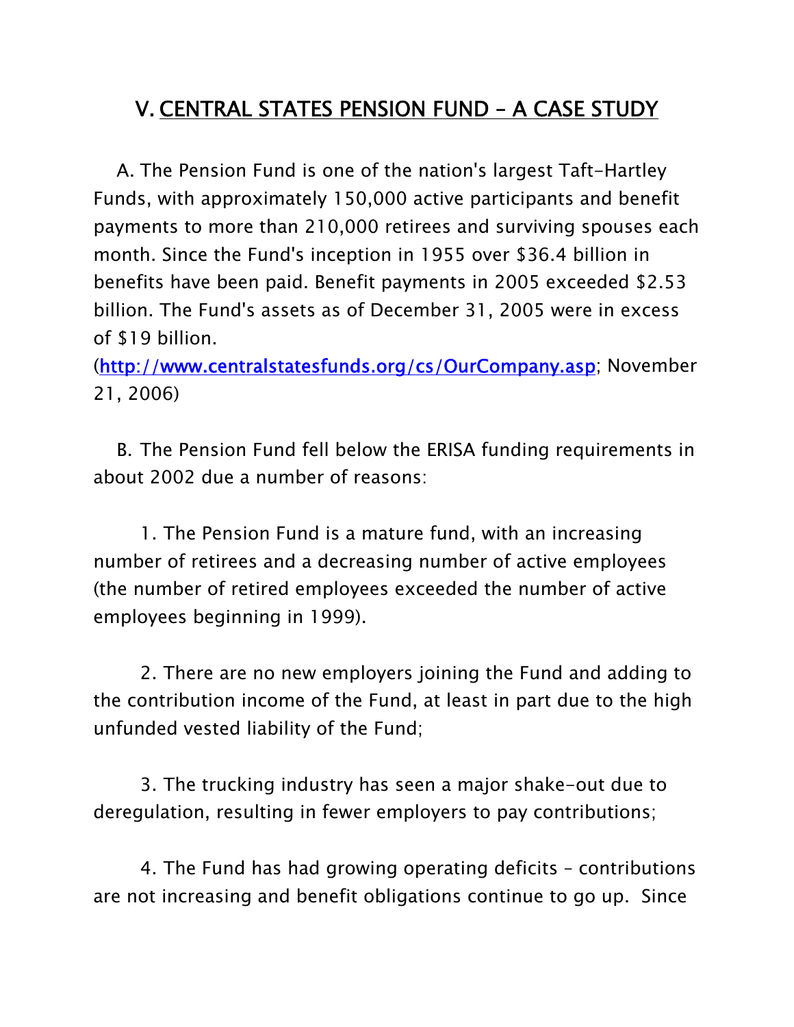## V. CENTRAL STATES PENSION FUND – A CASE STUDY

A. The Pension Fund is one of the nation's largest Taft-Hartley Funds, with approximately 150,000 active participants and benefit payments to more than 210,000 retirees and surviving spouses each month. Since the Fund's inception in 1955 over $36.4 billion in benefits have been paid. Benefit payments in 2005 exceeded $2.53 billion. The Fund's assets as of December 31, 2005 were in excess of $19 billion. ([http://www.centralstatesfunds.org/cs/OurCompany.asp](http://www.centralstatesfunds.org/cs/OurCompany.asp); November 21, 2006)

B. The Pension Fund fell below the ERISA funding requirements in about 2002 due a number of reasons:

1. The Pension Fund is a mature fund, with an increasing number of retirees and a decreasing number of active employees (the number of retired employees exceeded the number of active employees beginning in 1999).

2. There are no new employers joining the Fund and adding to the contribution income of the Fund, at least in part due to the high unfunded vested liability of the Fund;

3. The trucking industry has seen a major shake-out due to deregulation, resulting in fewer employers to pay contributions;

4. The Fund has had growing operating deficits – contributions are not increasing and benefit obligations continue to go up. Since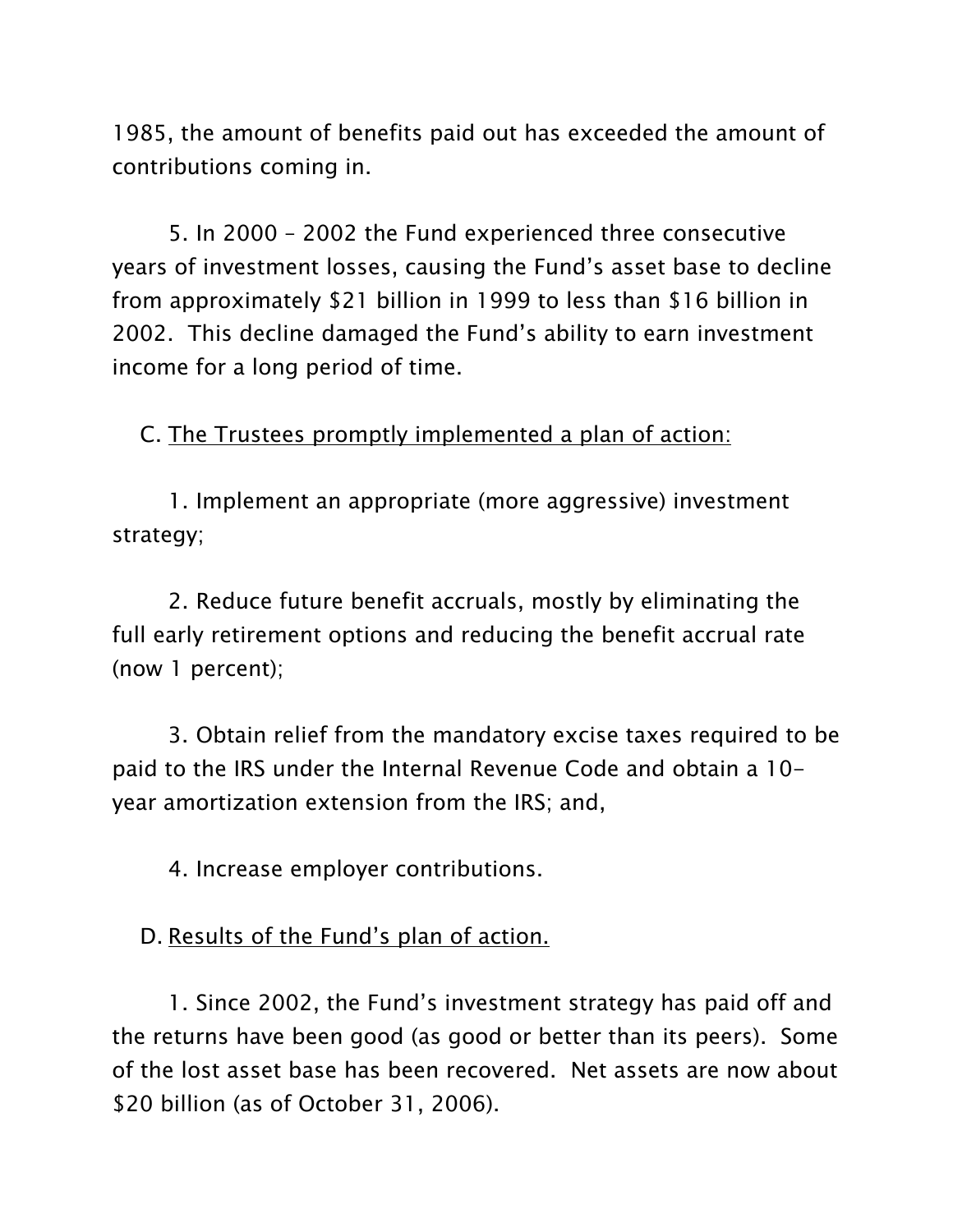1985, the amount of benefits paid out has exceeded the amount of contributions coming in.

5. In 2000 – 2002 the Fund experienced three consecutive years of investment losses, causing the Fund's asset base to decline from approximately $21 billion in 1999 to less than $16 billion in 2002. This decline damaged the Fund's ability to earn investment income for a long period of time.

C. <u>The Trustees promptly implemented a plan of action:</u>

1. Implement an appropriate (more aggressive) investment strategy;

2. Reduce future benefit accruals, mostly by eliminating the full early retirement options and reducing the benefit accrual rate (now 1 percent);

3. Obtain relief from the mandatory excise taxes required to be paid to the IRS under the Internal Revenue Code and obtain a 10-year amortization extension from the IRS; and,

4. Increase employer contributions.

D. <u>Results of the Fund's plan of action.</u>

1. Since 2002, the Fund's investment strategy has paid off and the returns have been good (as good or better than its peers). Some of the lost asset base has been recovered. Net assets are now about $20 billion (as of October 31, 2006).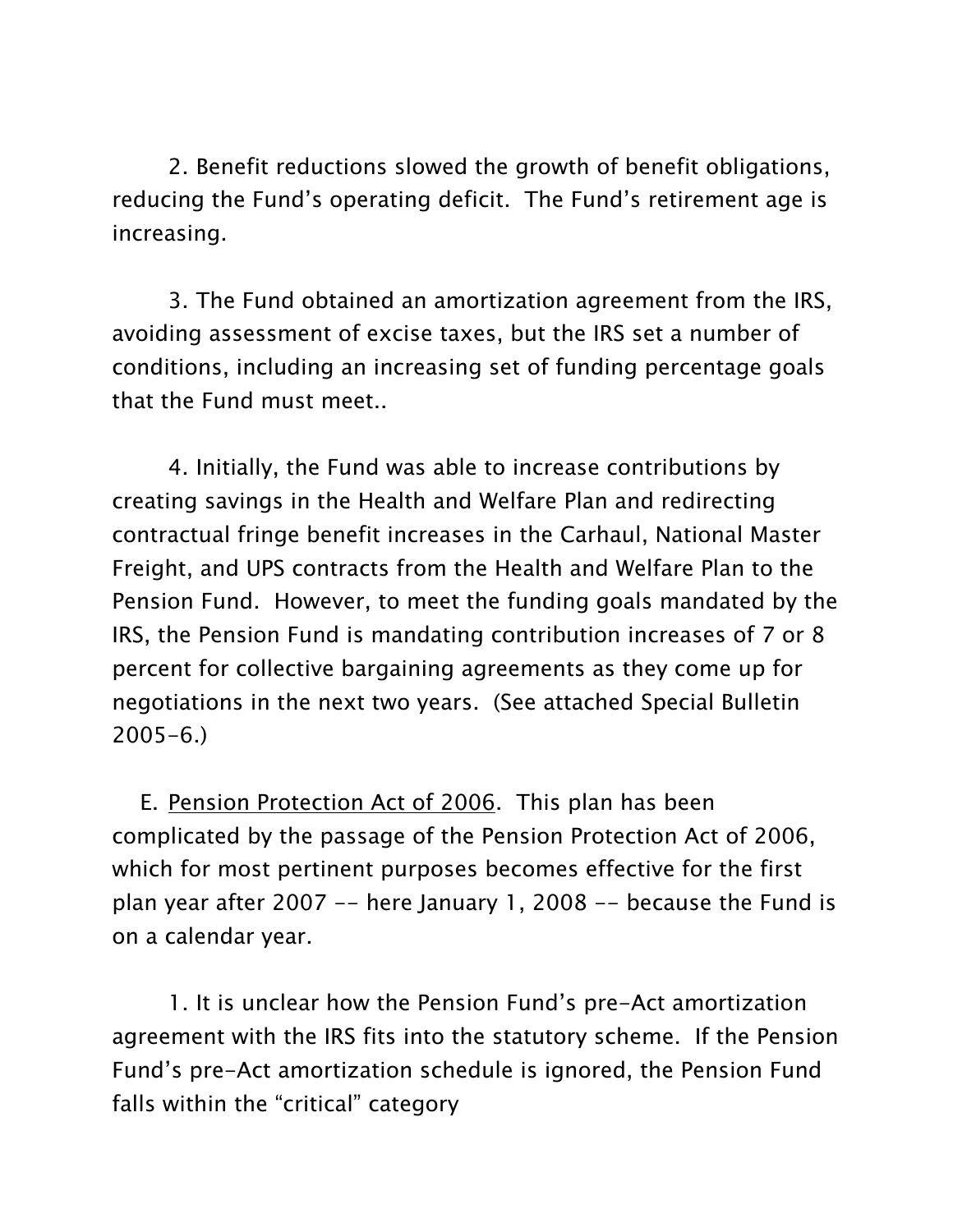2. Benefit reductions slowed the growth of benefit obligations, reducing the Fund's operating deficit. The Fund's retirement age is increasing.

3. The Fund obtained an amortization agreement from the IRS, avoiding assessment of excise taxes, but the IRS set a number of conditions, including an increasing set of funding percentage goals that the Fund must meet..

4. Initially, the Fund was able to increase contributions by creating savings in the Health and Welfare Plan and redirecting contractual fringe benefit increases in the Carhaul, National Master Freight, and UPS contracts from the Health and Welfare Plan to the Pension Fund. However, to meet the funding goals mandated by the IRS, the Pension Fund is mandating contribution increases of 7 or 8 percent for collective bargaining agreements as they come up for negotiations in the next two years. (See attached Special Bulletin 2005-6.)

E. <u>Pension Protection Act of 2006</u>. This plan has been complicated by the passage of the Pension Protection Act of 2006, which for most pertinent purposes becomes effective for the first plan year after 2007 -- here January 1, 2008 -- because the Fund is on a calendar year.

1. It is unclear how the Pension Fund's pre-Act amortization agreement with the IRS fits into the statutory scheme. If the Pension Fund's pre-Act amortization schedule is ignored, the Pension Fund falls within the "critical" category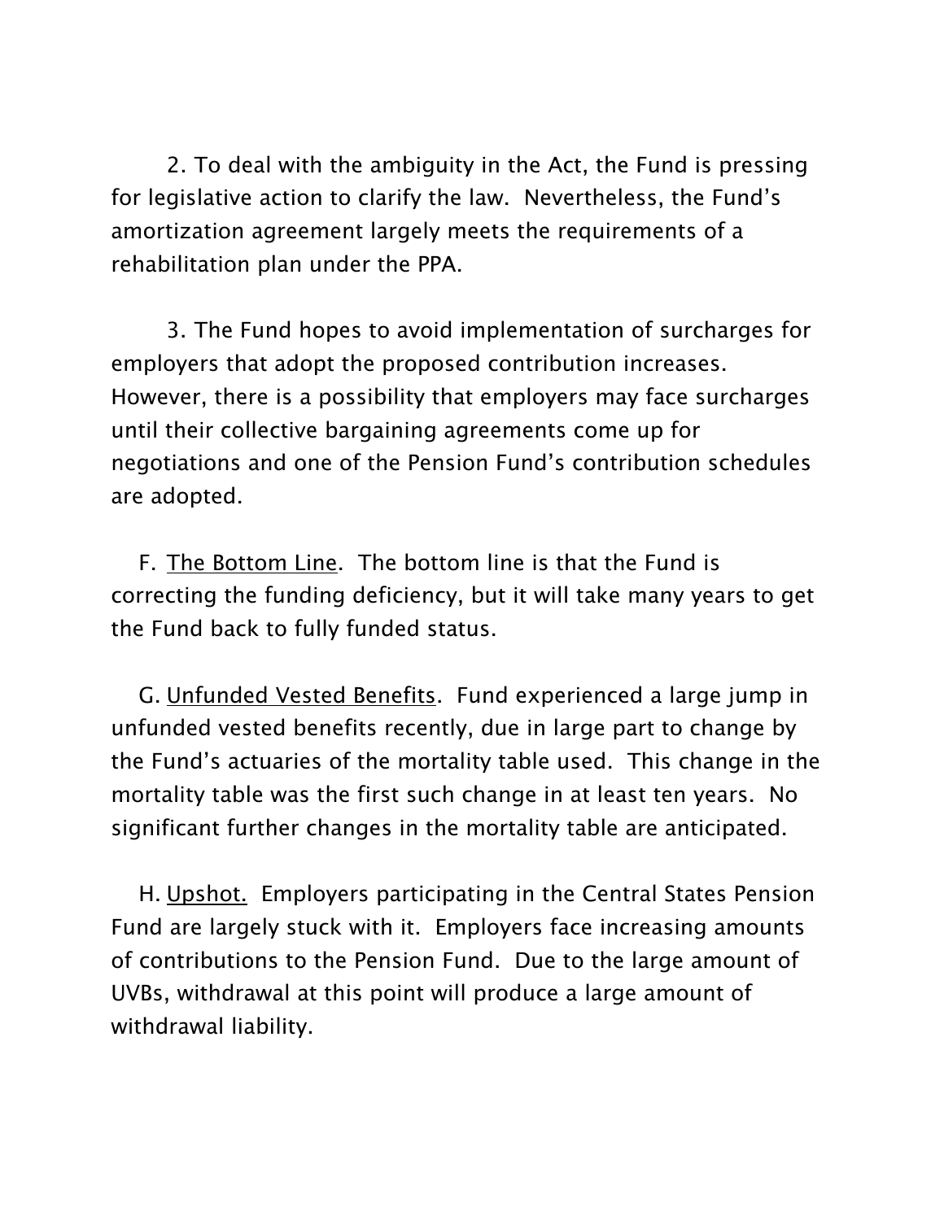2. To deal with the ambiguity in the Act, the Fund is pressing for legislative action to clarify the law. Nevertheless, the Fund's amortization agreement largely meets the requirements of a rehabilitation plan under the PPA.

3. The Fund hopes to avoid implementation of surcharges for employers that adopt the proposed contribution increases. However, there is a possibility that employers may face surcharges until their collective bargaining agreements come up for negotiations and one of the Pension Fund's contribution schedules are adopted.

F. <u>The Bottom Line</u>. The bottom line is that the Fund is correcting the funding deficiency, but it will take many years to get the Fund back to fully funded status.

G. <u>Unfunded Vested Benefits</u>. Fund experienced a large jump in unfunded vested benefits recently, due in large part to change by the Fund's actuaries of the mortality table used. This change in the mortality table was the first such change in at least ten years. No significant further changes in the mortality table are anticipated.

H. <u>Upshot.</u> Employers participating in the Central States Pension Fund are largely stuck with it. Employers face increasing amounts of contributions to the Pension Fund. Due to the large amount of UVBs, withdrawal at this point will produce a large amount of withdrawal liability.